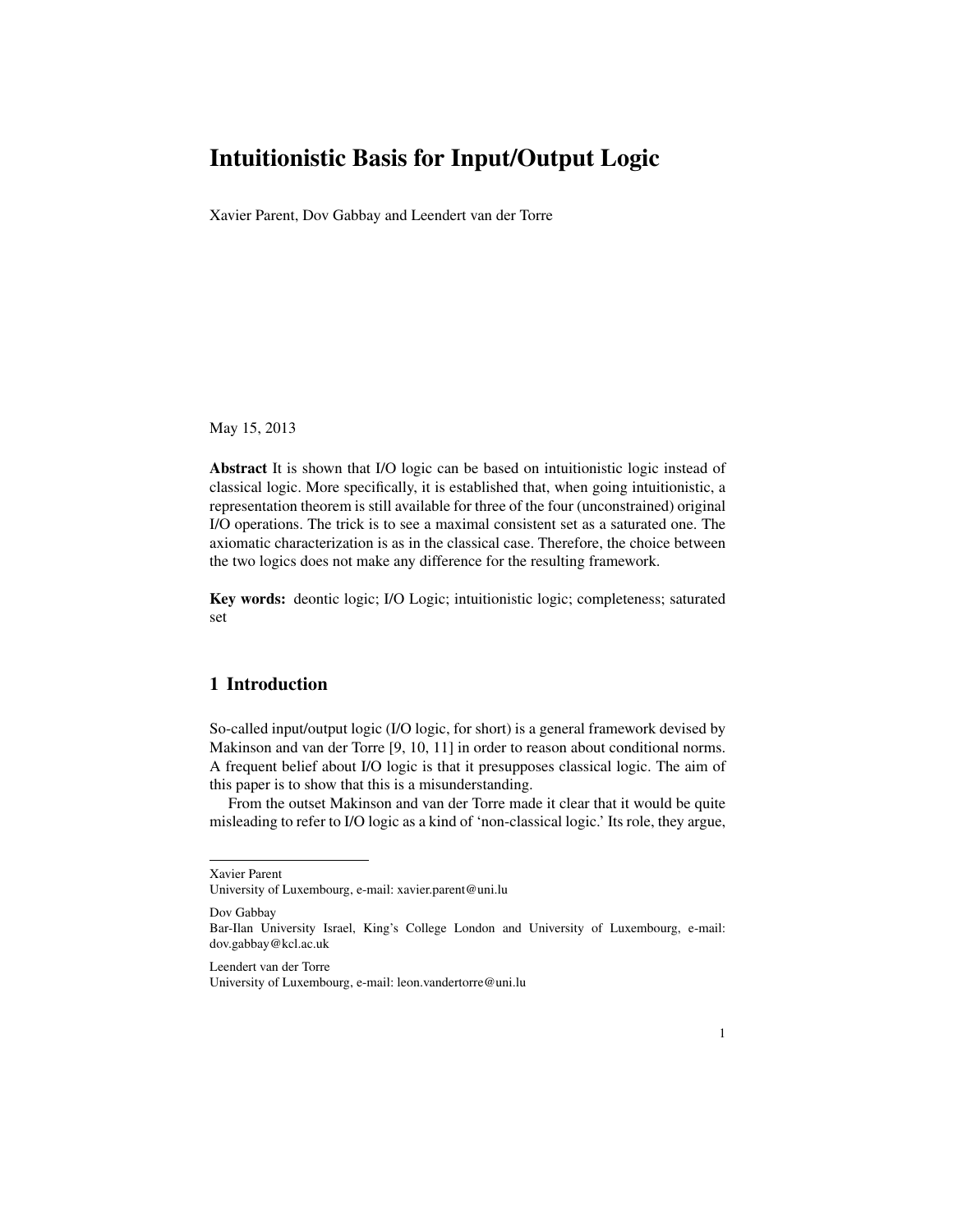# Intuitionistic Basis for Input/Output Logic

Xavier Parent, Dov Gabbay and Leendert van der Torre

May 15, 2013

**Abstract** It is shown that I/O logic can be based on intuitionistic logic instead of classical logic. More specifically, it is established that, when going intuitionistic, a representation theorem is still available for three of the four (unconstrained) original I/O operations. The trick is to see a maximal consistent set as a saturated one. The axiomatic characterization is as in the classical case. Therefore, the choice between the two logics does not make any difference for the resulting framework.

**Key words:** deontic logic; I/O Logic; intuitionistic logic; completeness; saturated set

## 1 Introduction

So-called input/output logic (I/O logic, for short) is a general framework devised by Makinson and van der Torre [9, 10, 11] in order to reason about conditional norms. A frequent belief about I/O logic is that it presupposes classical logic. The aim of this paper is to show that this is a misunderstanding.

From the outset Makinson and van der Torre made it clear that it would be quite misleading to refer to I/O logic as a kind of 'non-classical logic.' Its role, they argue,

---

Xavier Parent
University of Luxembourg, e-mail: xavier.parent@uni.lu

Dov Gabbay
Bar-Ilan University Israel, King's College London and University of Luxembourg, e-mail: dov.gabbay@kcl.ac.uk

Leendert van der Torre
University of Luxembourg, e-mail: leon.vandertorre@uni.lu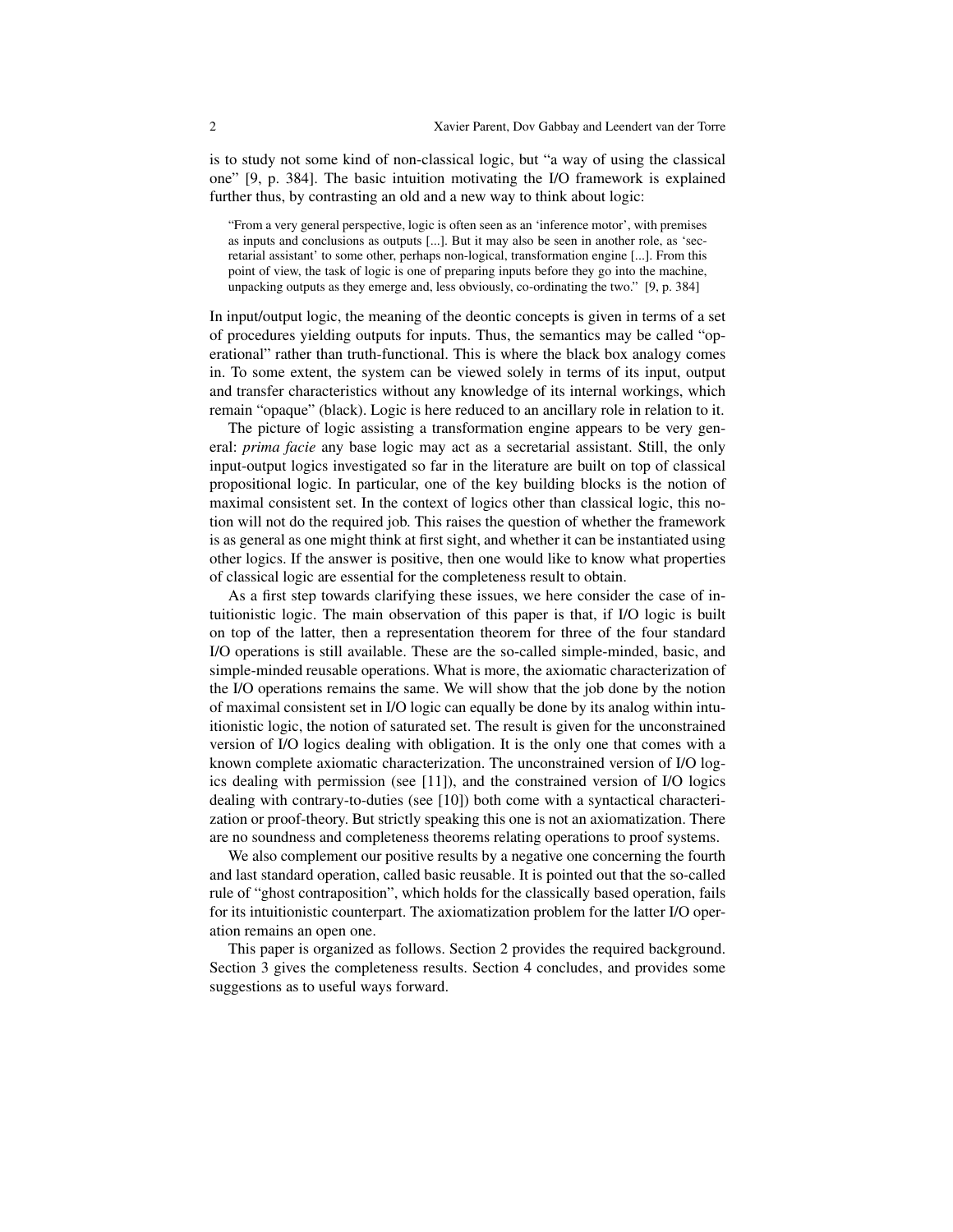is to study not some kind of non-classical logic, but "a way of using the classical one" [9, p. 384]. The basic intuition motivating the I/O framework is explained further thus, by contrasting an old and a new way to think about logic:

> "From a very general perspective, logic is often seen as an 'inference motor', with premises as inputs and conclusions as outputs [...]. But it may also be seen in another role, as 'secretarial assistant' to some other, perhaps non-logical, transformation engine [...]. From this point of view, the task of logic is one of preparing inputs before they go into the machine, unpacking outputs as they emerge and, less obviously, co-ordinating the two." [9, p. 384]

In input/output logic, the meaning of the deontic concepts is given in terms of a set of procedures yielding outputs for inputs. Thus, the semantics may be called "operational" rather than truth-functional. This is where the black box analogy comes in. To some extent, the system can be viewed solely in terms of its input, output and transfer characteristics without any knowledge of its internal workings, which remain "opaque" (black). Logic is here reduced to an ancillary role in relation to it.

The picture of logic assisting a transformation engine appears to be very general: *prima facie* any base logic may act as a secretarial assistant. Still, the only input-output logics investigated so far in the literature are built on top of classical propositional logic. In particular, one of the key building blocks is the notion of maximal consistent set. In the context of logics other than classical logic, this notion will not do the required job. This raises the question of whether the framework is as general as one might think at first sight, and whether it can be instantiated using other logics. If the answer is positive, then one would like to know what properties of classical logic are essential for the completeness result to obtain.

As a first step towards clarifying these issues, we here consider the case of intuitionistic logic. The main observation of this paper is that, if I/O logic is built on top of the latter, then a representation theorem for three of the four standard I/O operations is still available. These are the so-called simple-minded, basic, and simple-minded reusable operations. What is more, the axiomatic characterization of the I/O operations remains the same. We will show that the job done by the notion of maximal consistent set in I/O logic can equally be done by its analog within intuitionistic logic, the notion of saturated set. The result is given for the unconstrained version of I/O logics dealing with obligation. It is the only one that comes with a known complete axiomatic characterization. The unconstrained version of I/O logics dealing with permission (see [11]), and the constrained version of I/O logics dealing with contrary-to-duties (see [10]) both come with a syntactical characterization or proof-theory. But strictly speaking this one is not an axiomatization. There are no soundness and completeness theorems relating operations to proof systems.

We also complement our positive results by a negative one concerning the fourth and last standard operation, called basic reusable. It is pointed out that the so-called rule of "ghost contraposition", which holds for the classically based operation, fails for its intuitionistic counterpart. The axiomatization problem for the latter I/O operation remains an open one.

This paper is organized as follows. Section 2 provides the required background. Section 3 gives the completeness results. Section 4 concludes, and provides some suggestions as to useful ways forward.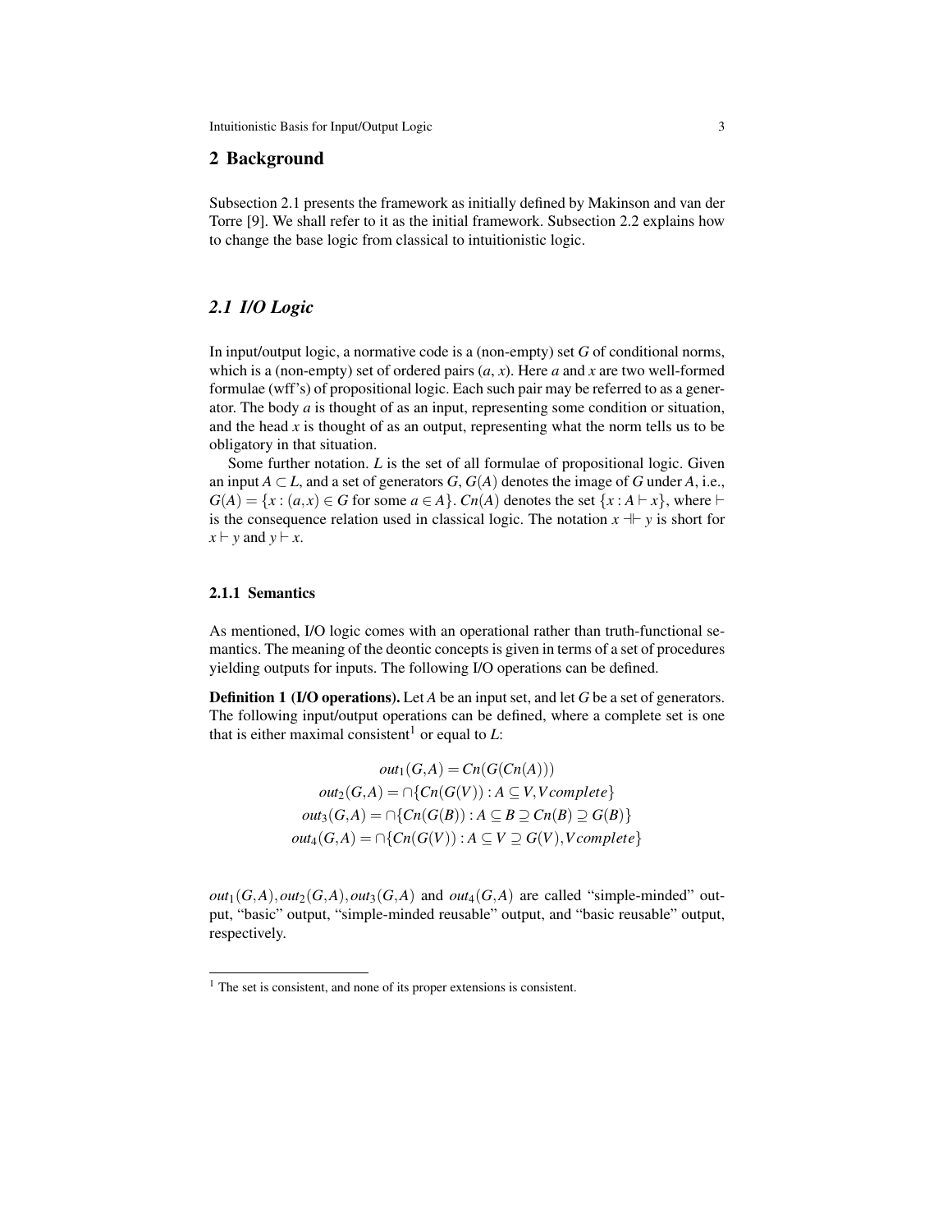## 2 Background

Subsection 2.1 presents the framework as initially defined by Makinson and van der Torre [9]. We shall refer to it as the initial framework. Subsection 2.2 explains how to change the base logic from classical to intuitionistic logic.

### 2.1 I/O Logic

In input/output logic, a normative code is a (non-empty) set $G$ of conditional norms, which is a (non-empty) set of ordered pairs $(a, x)$. Here $a$ and $x$ are two well-formed formulae (wff's) of propositional logic. Each such pair may be referred to as a generator. The body $a$ is thought of as an input, representing some condition or situation, and the head $x$ is thought of as an output, representing what the norm tells us to be obligatory in that situation.

Some further notation. $L$ is the set of all formulae of propositional logic. Given an input $A \subset L$, and a set of generators $G$, $G(A)$ denotes the image of $G$ under $A$, i.e., $G(A) = \{x : (a,x) \in G \text{ for some } a \in A\}$. $Cn(A)$ denotes the set $\{x : A \vdash x\}$, where $\vdash$ is the consequence relation used in classical logic. The notation $x \dashv\vdash y$ is short for $x \vdash y$ and $y \vdash x$.

#### 2.1.1 Semantics

As mentioned, I/O logic comes with an operational rather than truth-functional semantics. The meaning of the deontic concepts is given in terms of a set of procedures yielding outputs for inputs. The following I/O operations can be defined.

**Definition 1 (I/O operations).** Let $A$ be an input set, and let $G$ be a set of generators. The following input/output operations can be defined, where a complete set is one that is either maximal consistent[1] or equal to $L$:

$$out_1(G,A) = Cn(G(Cn(A)))$$
$$out_2(G,A) = \cap\{Cn(G(V)) : A \subseteq V, V\, complete\}$$
$$out_3(G,A) = \cap\{Cn(G(B)) : A \subseteq B \supseteq Cn(B) \supseteq G(B)\}$$
$$out_4(G,A) = \cap\{Cn(G(V)) : A \subseteq V \supseteq G(V), V\, complete\}$$

$out_1(G,A), out_2(G,A), out_3(G,A)$ and $out_4(G,A)$ are called "simple-minded" output, "basic" output, "simple-minded reusable" output, and "basic reusable" output, respectively.

[1] The set is consistent, and none of its proper extensions is consistent.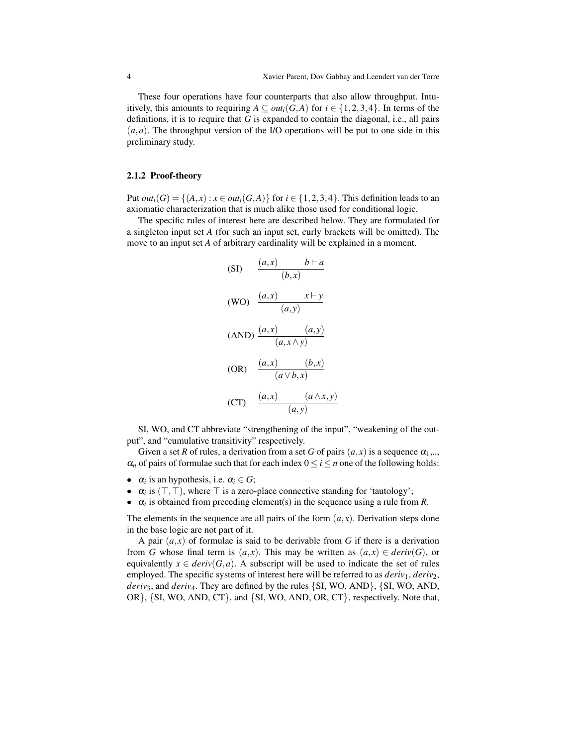These four operations have four counterparts that also allow throughput. Intuitively, this amounts to requiring $A \subseteq out_i(G,A)$ for $i \in \{1,2,3,4\}$. In terms of the definitions, it is to require that $G$ is expanded to contain the diagonal, i.e., all pairs $(a,a)$. The throughput version of the I/O operations will be put to one side in this preliminary study.

### 2.1.2 Proof-theory

Put $out_i(G) = \{(A,x) : x \in out_i(G,A)\}$ for $i \in \{1,2,3,4\}$. This definition leads to an axiomatic characterization that is much alike those used for conditional logic.

The specific rules of interest here are described below. They are formulated for a singleton input set $A$ (for such an input set, curly brackets will be omitted). The move to an input set $A$ of arbitrary cardinality will be explained in a moment.

$$\text{(SI)} \quad \frac{(a,x) \qquad b \vdash a}{(b,x)}$$

$$\text{(WO)} \quad \frac{(a,x) \qquad x \vdash y}{(a,y)}$$

$$\text{(AND)} \quad \frac{(a,x) \qquad (a,y)}{(a,x \wedge y)}$$

$$\text{(OR)} \quad \frac{(a,x) \qquad (b,x)}{(a \vee b,x)}$$

$$\text{(CT)} \quad \frac{(a,x) \qquad (a \wedge x,y)}{(a,y)}$$

SI, WO, and CT abbreviate "strengthening of the input", "weakening of the output", and "cumulative transitivity" respectively.

Given a set $R$ of rules, a derivation from a set $G$ of pairs $(a,x)$ is a sequence $\alpha_1$,.., $\alpha_n$ of pairs of formulae such that for each index $0 \leq i \leq n$ one of the following holds:

- $\alpha_i$ is an hypothesis, i.e. $\alpha_i \in G$;
- $\alpha_i$ is $(\top,\top)$, where $\top$ is a zero-place connective standing for 'tautology';
- $\alpha_i$ is obtained from preceding element(s) in the sequence using a rule from $R$.

The elements in the sequence are all pairs of the form $(a,x)$. Derivation steps done in the base logic are not part of it.

A pair $(a,x)$ of formulae is said to be derivable from $G$ if there is a derivation from $G$ whose final term is $(a,x)$. This may be written as $(a,x) \in deriv(G)$, or equivalently $x \in deriv(G,a)$. A subscript will be used to indicate the set of rules employed. The specific systems of interest here will be referred to as $deriv_1$, $deriv_2$, $deriv_3$, and $deriv_4$. They are defined by the rules {SI, WO, AND}, {SI, WO, AND, OR}, {SI, WO, AND, CT}, and {SI, WO, AND, OR, CT}, respectively. Note that,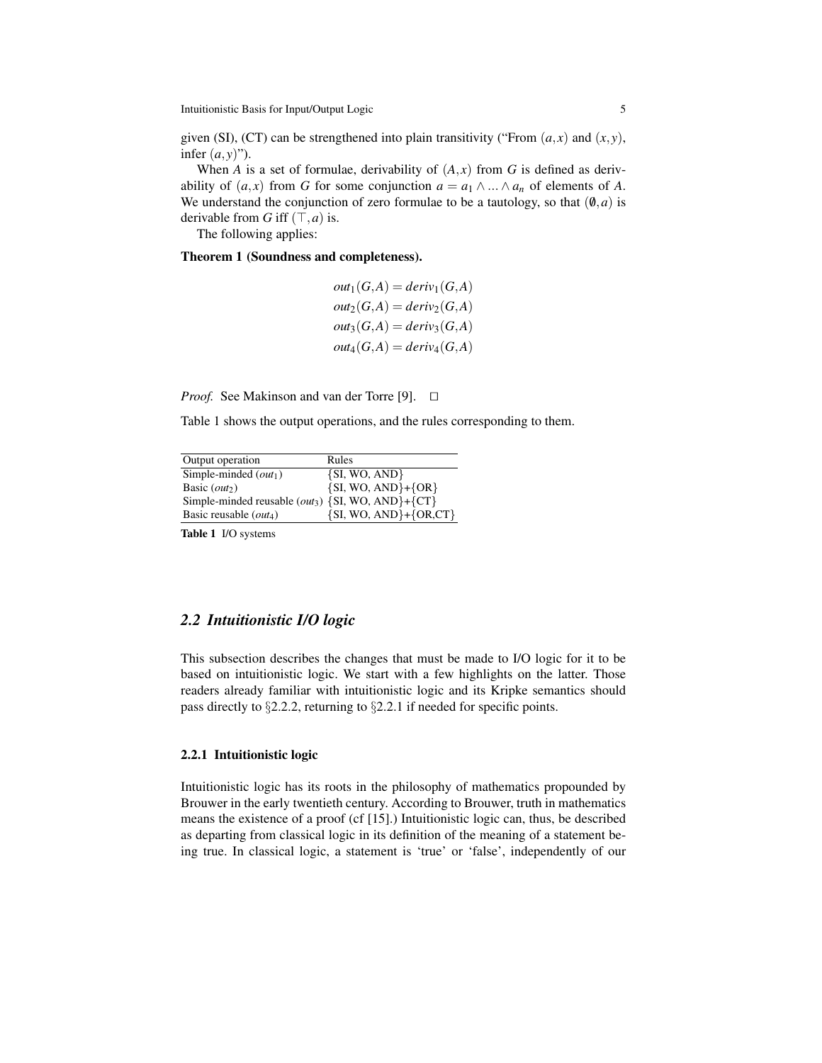given (SI), (CT) can be strengthened into plain transitivity ("From $(a,x)$ and $(x,y)$, infer $(a,y)$").

When $A$ is a set of formulae, derivability of $(A,x)$ from $G$ is defined as derivability of $(a,x)$ from $G$ for some conjunction $a = a_1 \wedge ... \wedge a_n$ of elements of $A$. We understand the conjunction of zero formulae to be a tautology, so that $(\emptyset, a)$ is derivable from $G$ iff $(\top, a)$ is.

The following applies:

**Theorem 1 (Soundness and completeness).**

$$out_1(G,A) = deriv_1(G,A)$$
$$out_2(G,A) = deriv_2(G,A)$$
$$out_3(G,A) = deriv_3(G,A)$$
$$out_4(G,A) = deriv_4(G,A)$$

*Proof.* See Makinson and van der Torre [9]. □

Table 1 shows the output operations, and the rules corresponding to them.

| Output operation | Rules |
|---|---|
| Simple-minded ($out_1$) | {SI, WO, AND} |
| Basic ($out_2$) | {SI, WO, AND}+{OR} |
| Simple-minded reusable ($out_3$) | {SI, WO, AND}+{CT} |
| Basic reusable ($out_4$) | {SI, WO, AND}+{OR,CT} |

**Table 1** I/O systems

## *2.2 Intuitionistic I/O logic*

This subsection describes the changes that must be made to I/O logic for it to be based on intuitionistic logic. We start with a few highlights on the latter. Those readers already familiar with intuitionistic logic and its Kripke semantics should pass directly to §2.2.2, returning to §2.2.1 if needed for specific points.

### 2.2.1 Intuitionistic logic

Intuitionistic logic has its roots in the philosophy of mathematics propounded by Brouwer in the early twentieth century. According to Brouwer, truth in mathematics means the existence of a proof (cf [15].) Intuitionistic logic can, thus, be described as departing from classical logic in its definition of the meaning of a statement being true. In classical logic, a statement is 'true' or 'false', independently of our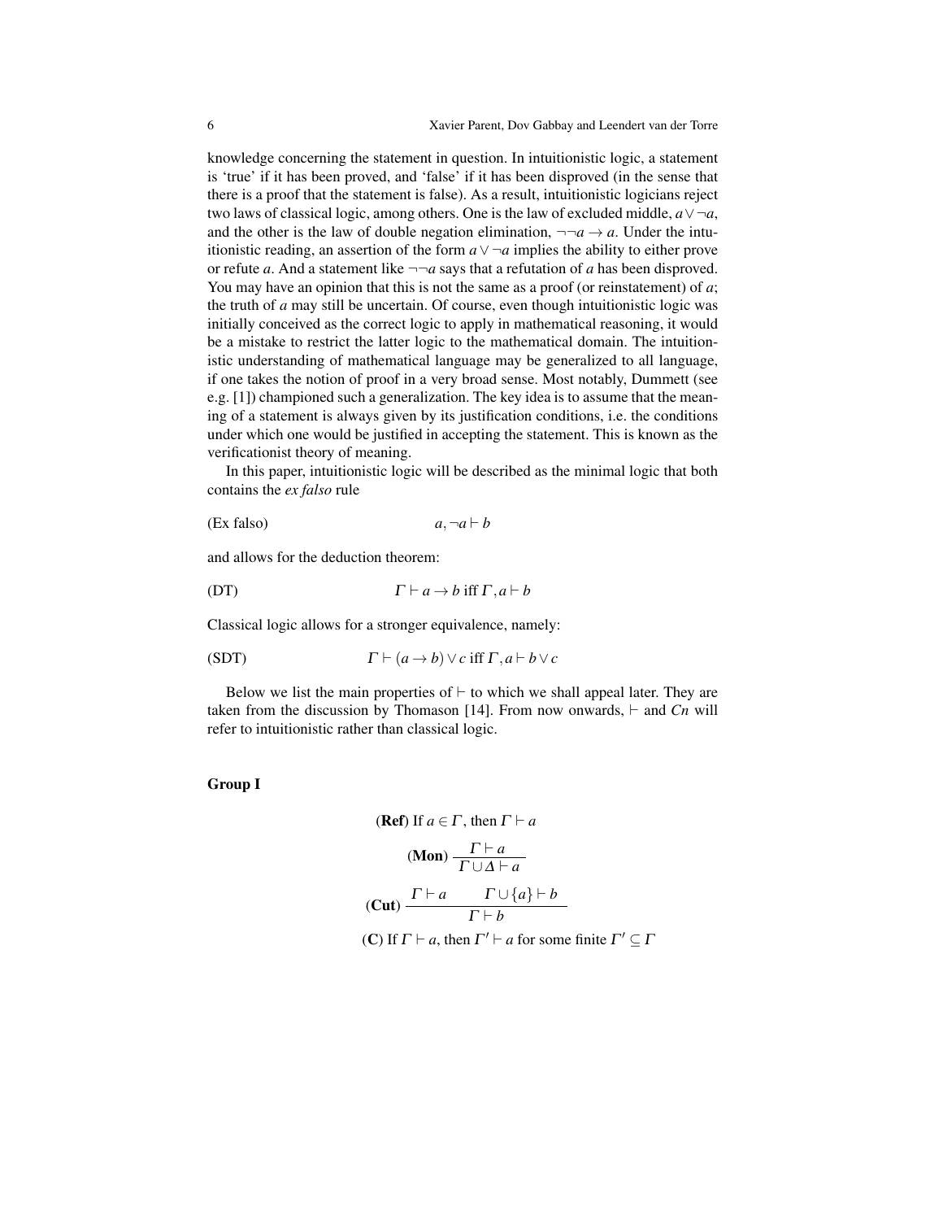knowledge concerning the statement in question. In intuitionistic logic, a statement is 'true' if it has been proved, and 'false' if it has been disproved (in the sense that there is a proof that the statement is false). As a result, intuitionistic logicians reject two laws of classical logic, among others. One is the law of excluded middle, $a \vee \neg a$, and the other is the law of double negation elimination, $\neg\neg a \rightarrow a$. Under the intuitionistic reading, an assertion of the form $a \vee \neg a$ implies the ability to either prove or refute $a$. And a statement like $\neg\neg a$ says that a refutation of $a$ has been disproved. You may have an opinion that this is not the same as a proof (or reinstatement) of $a$; the truth of $a$ may still be uncertain. Of course, even though intuitionistic logic was initially conceived as the correct logic to apply in mathematical reasoning, it would be a mistake to restrict the latter logic to the mathematical domain. The intuitionistic understanding of mathematical language may be generalized to all language, if one takes the notion of proof in a very broad sense. Most notably, Dummett (see e.g. [1]) championed such a generalization. The key idea is to assume that the meaning of a statement is always given by its justification conditions, i.e. the conditions under which one would be justified in accepting the statement. This is known as the verificationist theory of meaning.

In this paper, intuitionistic logic will be described as the minimal logic that both contains the *ex falso* rule

(Ex falso) $\qquad a, \neg a \vdash b$

and allows for the deduction theorem:

(DT) $\qquad \Gamma \vdash a \rightarrow b \text{ iff } \Gamma, a \vdash b$

Classical logic allows for a stronger equivalence, namely:

(SDT) $\qquad \Gamma \vdash (a \rightarrow b) \vee c \text{ iff } \Gamma, a \vdash b \vee c$

Below we list the main properties of $\vdash$ to which we shall appeal later. They are taken from the discussion by Thomason [14]. From now onwards, $\vdash$ and *Cn* will refer to intuitionistic rather than classical logic.

**Group I**

(**Ref**) If $a \in \Gamma$, then $\Gamma \vdash a$

$$(\textbf{Mon})\ \frac{\Gamma \vdash a}{\Gamma \cup \Delta \vdash a}$$

$$(\textbf{Cut})\ \frac{\Gamma \vdash a \qquad \Gamma \cup \{a\} \vdash b}{\Gamma \vdash b}$$

(**C**) If $\Gamma \vdash a$, then $\Gamma' \vdash a$ for some finite $\Gamma' \subseteq \Gamma$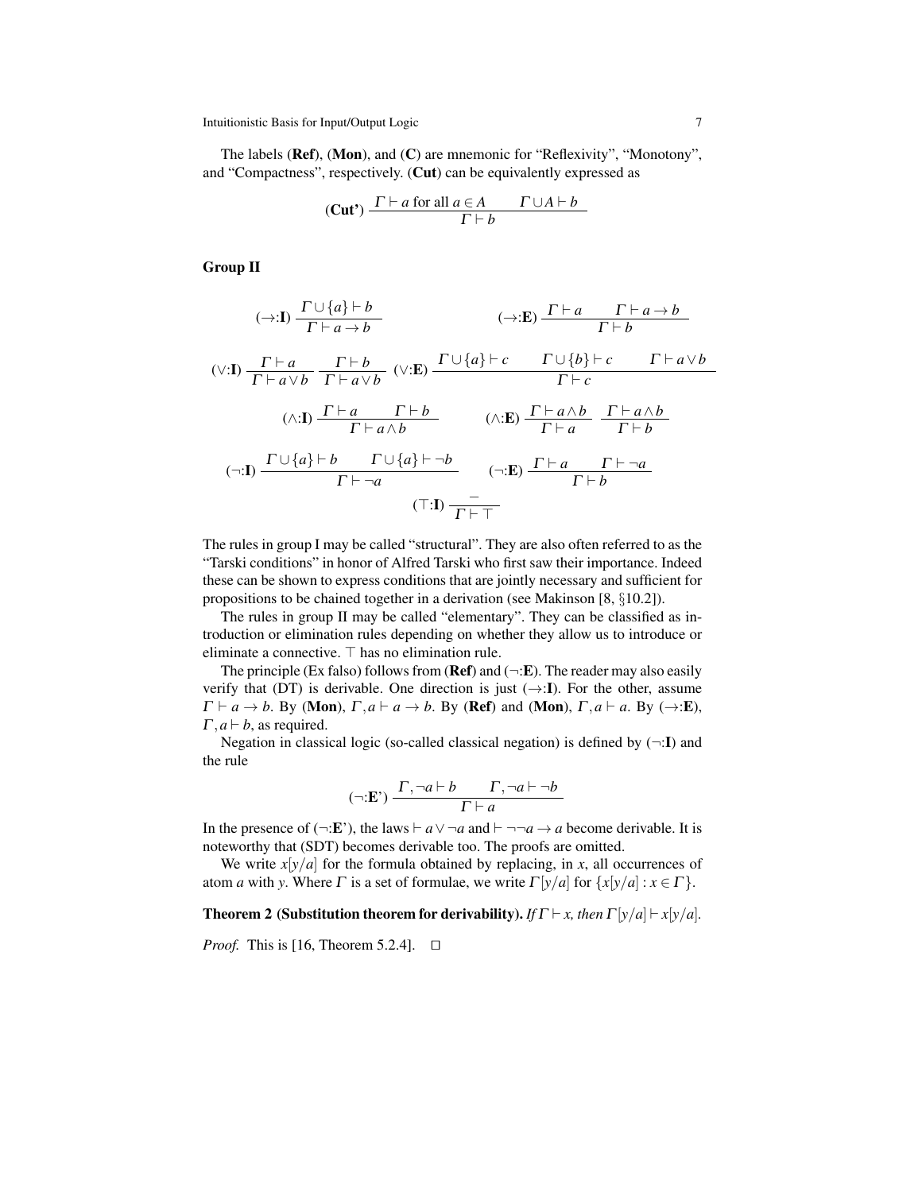The labels (**Ref**), (**Mon**), and (**C**) are mnemonic for "Reflexivity", "Monotony", and "Compactness", respectively. (**Cut**) can be equivalently expressed as

$$(\textbf{Cut'})\ \frac{\Gamma \vdash a \text{ for all } a \in A \qquad \Gamma \cup A \vdash b}{\Gamma \vdash b}$$

**Group II**

$$(\rightarrow\!:\!\textbf{I})\ \frac{\Gamma \cup \{a\} \vdash b}{\Gamma \vdash a \rightarrow b} \qquad\qquad (\rightarrow\!:\!\textbf{E})\ \frac{\Gamma \vdash a \qquad \Gamma \vdash a \rightarrow b}{\Gamma \vdash b}$$

$$(\vee\!:\!\textbf{I})\ \frac{\Gamma \vdash a}{\Gamma \vdash a \vee b}\ \frac{\Gamma \vdash b}{\Gamma \vdash a \vee b} \quad (\vee\!:\!\textbf{E})\ \frac{\Gamma \cup \{a\} \vdash c \qquad \Gamma \cup \{b\} \vdash c \qquad \Gamma \vdash a \vee b}{\Gamma \vdash c}$$

$$(\wedge\!:\!\textbf{I})\ \frac{\Gamma \vdash a \qquad \Gamma \vdash b}{\Gamma \vdash a \wedge b} \qquad\qquad (\wedge\!:\!\textbf{E})\ \frac{\Gamma \vdash a \wedge b}{\Gamma \vdash a}\ \frac{\Gamma \vdash a \wedge b}{\Gamma \vdash b}$$

$$(\neg\!:\!\textbf{I})\ \frac{\Gamma \cup \{a\} \vdash b \qquad \Gamma \cup \{a\} \vdash \neg b}{\Gamma \vdash \neg a} \qquad\qquad (\neg\!:\!\textbf{E})\ \frac{\Gamma \vdash a \qquad \Gamma \vdash \neg a}{\Gamma \vdash b}$$

$$(\top\!:\!\textbf{I})\ \frac{-}{\Gamma \vdash \top}$$

The rules in group I may be called "structural". They are also often referred to as the "Tarski conditions" in honor of Alfred Tarski who first saw their importance. Indeed these can be shown to express conditions that are jointly necessary and sufficient for propositions to be chained together in a derivation (see Makinson [8, §10.2]).

The rules in group II may be called "elementary". They can be classified as introduction or elimination rules depending on whether they allow us to introduce or eliminate a connective. $\top$ has no elimination rule.

The principle (Ex falso) follows from (**Ref**) and ($\neg$:**E**). The reader may also easily verify that (DT) is derivable. One direction is just ($\rightarrow$:**I**). For the other, assume $\Gamma \vdash a \rightarrow b$. By (**Mon**), $\Gamma, a \vdash a \rightarrow b$. By (**Ref**) and (**Mon**), $\Gamma, a \vdash a$. By ($\rightarrow$:**E**), $\Gamma, a \vdash b$, as required.

Negation in classical logic (so-called classical negation) is defined by ($\neg$:**I**) and the rule

$$(\neg\!:\!\textbf{E'})\ \frac{\Gamma, \neg a \vdash b \qquad \Gamma, \neg a \vdash \neg b}{\Gamma \vdash a}$$

In the presence of ($\neg$:**E'**), the laws $\vdash a \vee \neg a$ and $\vdash \neg\neg a \rightarrow a$ become derivable. It is noteworthy that (SDT) becomes derivable too. The proofs are omitted.

We write $x[y/a]$ for the formula obtained by replacing, in $x$, all occurrences of atom $a$ with $y$. Where $\Gamma$ is a set of formulae, we write $\Gamma[y/a]$ for $\{x[y/a] : x \in \Gamma\}$.

**Theorem 2 (Substitution theorem for derivability).** *If $\Gamma \vdash x$, then $\Gamma[y/a] \vdash x[y/a]$.*

*Proof.* This is [16, Theorem 5.2.4]. $\square$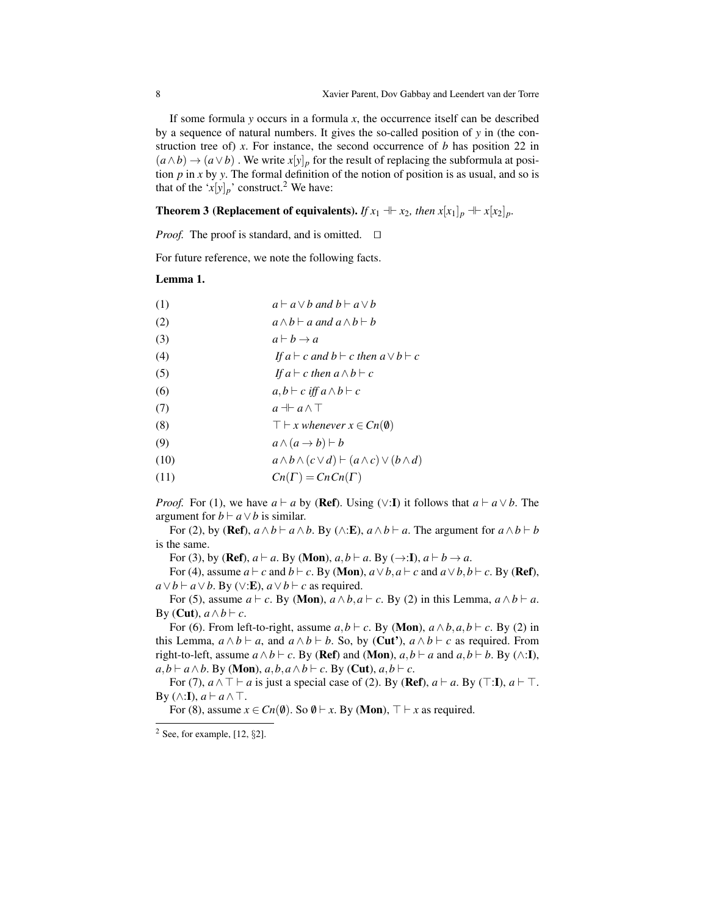If some formula $y$ occurs in a formula $x$, the occurrence itself can be described by a sequence of natural numbers. It gives the so-called position of $y$ in (the construction tree of) $x$. For instance, the second occurrence of $b$ has position 22 in $(a \wedge b) \rightarrow (a \vee b)$ . We write $x[y]_p$ for the result of replacing the subformula at position $p$ in $x$ by $y$. The formal definition of the notion of position is as usual, and so is that of the '$x[y]_p$' construct.[2] We have:

**Theorem 3 (Replacement of equivalents).** *If $x_1 \dashv\vdash x_2$, then $x[x_1]_p \dashv\vdash x[x_2]_p$.*

*Proof.* The proof is standard, and is omitted. □

For future reference, we note the following facts.

**Lemma 1.**

(1) $a \vdash a \vee b$ *and* $b \vdash a \vee b$

(2) $a \wedge b \vdash a$ *and* $a \wedge b \vdash b$

(3) $a \vdash b \rightarrow a$

(4) *If* $a \vdash c$ *and* $b \vdash c$ *then* $a \vee b \vdash c$

(5) *If* $a \vdash c$ *then* $a \wedge b \vdash c$

(6) $a, b \vdash c$ *iff* $a \wedge b \vdash c$

(7) $a \dashv\vdash a \wedge \top$

(8) $\top \vdash x$ *whenever* $x \in Cn(\emptyset)$

(9) $a \wedge (a \rightarrow b) \vdash b$

(10) $a \wedge b \wedge (c \vee d) \vdash (a \wedge c) \vee (b \wedge d)$

(11) $Cn(\Gamma) = CnCn(\Gamma)$

*Proof.* For (1), we have $a \vdash a$ by (**Ref**). Using ($\vee$:**I**) it follows that $a \vdash a \vee b$. The argument for $b \vdash a \vee b$ is similar.

For (2), by (**Ref**), $a \wedge b \vdash a \wedge b$. By ($\wedge$:**E**), $a \wedge b \vdash a$. The argument for $a \wedge b \vdash b$ is the same.

For (3), by (**Ref**), $a \vdash a$. By (**Mon**), $a, b \vdash a$. By ($\rightarrow$:**I**), $a \vdash b \rightarrow a$.

For (4), assume $a \vdash c$ and $b \vdash c$. By (**Mon**), $a \vee b, a \vdash c$ and $a \vee b, b \vdash c$. By (**Ref**), $a \vee b \vdash a \vee b$. By ($\vee$:**E**), $a \vee b \vdash c$ as required.

For (5), assume $a \vdash c$. By (**Mon**), $a \wedge b, a \vdash c$. By (2) in this Lemma, $a \wedge b \vdash a$. By (**Cut**), $a \wedge b \vdash c$.

For (6). From left-to-right, assume $a, b \vdash c$. By (**Mon**), $a \wedge b, a, b \vdash c$. By (2) in this Lemma, $a \wedge b \vdash a$, and $a \wedge b \vdash b$. So, by (**Cut'**), $a \wedge b \vdash c$ as required. From right-to-left, assume $a \wedge b \vdash c$. By (**Ref**) and (**Mon**), $a, b \vdash a$ and $a, b \vdash b$. By ($\wedge$:**I**), $a, b \vdash a \wedge b$. By (**Mon**), $a, b, a \wedge b \vdash c$. By (**Cut**), $a, b \vdash c$.

For (7), $a \wedge \top \vdash a$ is just a special case of (2). By (**Ref**), $a \vdash a$. By ($\top$:**I**), $a \vdash \top$. By ($\wedge$:**I**), $a \vdash a \wedge \top$.

For (8), assume $x \in Cn(\emptyset)$. So $\emptyset \vdash x$. By (**Mon**), $\top \vdash x$ as required.

[2] See, for example, [12, §2].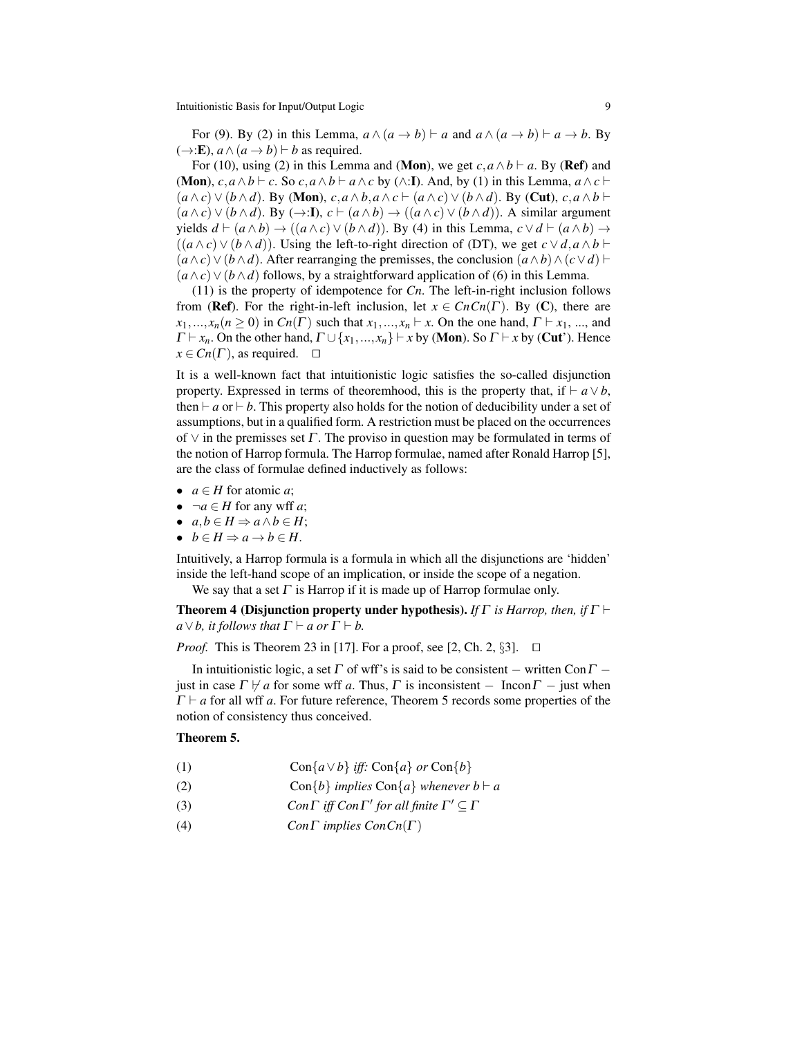For (9). By (2) in this Lemma, $a \wedge (a \to b) \vdash a$ and $a \wedge (a \to b) \vdash a \to b$. By (→:**E**), $a \wedge (a \to b) \vdash b$ as required.

For (10), using (2) in this Lemma and (**Mon**), we get $c, a \wedge b \vdash a$. By (**Ref**) and (**Mon**), $c, a \wedge b \vdash c$. So $c, a \wedge b \vdash a \wedge c$ by (∧:**I**). And, by (1) in this Lemma, $a \wedge c \vdash (a \wedge c) \vee (b \wedge d)$. By (**Mon**), $c, a \wedge b, a \wedge c \vdash (a \wedge c) \vee (b \wedge d)$. By (**Cut**), $c, a \wedge b \vdash (a \wedge c) \vee (b \wedge d)$. By (→:**I**), $c \vdash (a \wedge b) \to ((a \wedge c) \vee (b \wedge d))$. A similar argument yields $d \vdash (a \wedge b) \to ((a \wedge c) \vee (b \wedge d))$. By (4) in this Lemma, $c \vee d \vdash (a \wedge b) \to ((a \wedge c) \vee (b \wedge d))$. Using the left-to-right direction of (DT), we get $c \vee d, a \wedge b \vdash (a \wedge c) \vee (b \wedge d)$. After rearranging the premisses, the conclusion $(a \wedge b) \wedge (c \vee d) \vdash (a \wedge c) \vee (b \wedge d)$ follows, by a straightforward application of (6) in this Lemma.

(11) is the property of idempotence for $Cn$. The left-in-right inclusion follows from (**Ref**). For the right-in-left inclusion, let $x \in CnCn(\Gamma)$. By (**C**), there are $x_1, ..., x_n (n \geq 0)$ in $Cn(\Gamma)$ such that $x_1, ..., x_n \vdash x$. On the one hand, $\Gamma \vdash x_1$, ..., and $\Gamma \vdash x_n$. On the other hand, $\Gamma \cup \{x_1, ..., x_n\} \vdash x$ by (**Mon**). So $\Gamma \vdash x$ by (**Cut'**). Hence $x \in Cn(\Gamma)$, as required. □

It is a well-known fact that intuitionistic logic satisfies the so-called disjunction property. Expressed in terms of theoremhood, this is the property that, if $\vdash a \vee b$, then $\vdash a$ or $\vdash b$. This property also holds for the notion of deducibility under a set of assumptions, but in a qualified form. A restriction must be placed on the occurrences of $\vee$ in the premisses set $\Gamma$. The proviso in question may be formulated in terms of the notion of Harrop formula. The Harrop formulae, named after Ronald Harrop [5], are the class of formulae defined inductively as follows:

- $a \in H$ for atomic $a$;
- $\neg a \in H$ for any wff $a$;
- $a, b \in H \Rightarrow a \wedge b \in H$;
- $b \in H \Rightarrow a \to b \in H$.

Intuitively, a Harrop formula is a formula in which all the disjunctions are 'hidden' inside the left-hand scope of an implication, or inside the scope of a negation.

We say that a set $\Gamma$ is Harrop if it is made up of Harrop formulae only.

**Theorem 4 (Disjunction property under hypothesis).** *If $\Gamma$ is Harrop, then, if $\Gamma \vdash a \vee b$, it follows that $\Gamma \vdash a$ or $\Gamma \vdash b$.*

*Proof.* This is Theorem 23 in [17]. For a proof, see [2, Ch. 2, §3]. □

In intuitionistic logic, a set $\Gamma$ of wff's is said to be consistent − written Con$\Gamma$ − just in case $\Gamma \not\vdash a$ for some wff $a$. Thus, $\Gamma$ is inconsistent − Incon$\Gamma$ − just when $\Gamma \vdash a$ for all wff $a$. For future reference, Theorem 5 records some properties of the notion of consistency thus conceived.

**Theorem 5.**

(1) $\quad$ Con$\{a \vee b\}$ *iff:* Con$\{a\}$ *or* Con$\{b\}$

(2) $\quad$ Con$\{b\}$ *implies* Con$\{a\}$ *whenever* $b \vdash a$

(3) $\quad$ *Con*$\Gamma$ *iff Con*$\Gamma'$ *for all finite* $\Gamma' \subseteq \Gamma$

(4) $\quad$ *Con*$\Gamma$ *implies Con*$Cn(\Gamma)$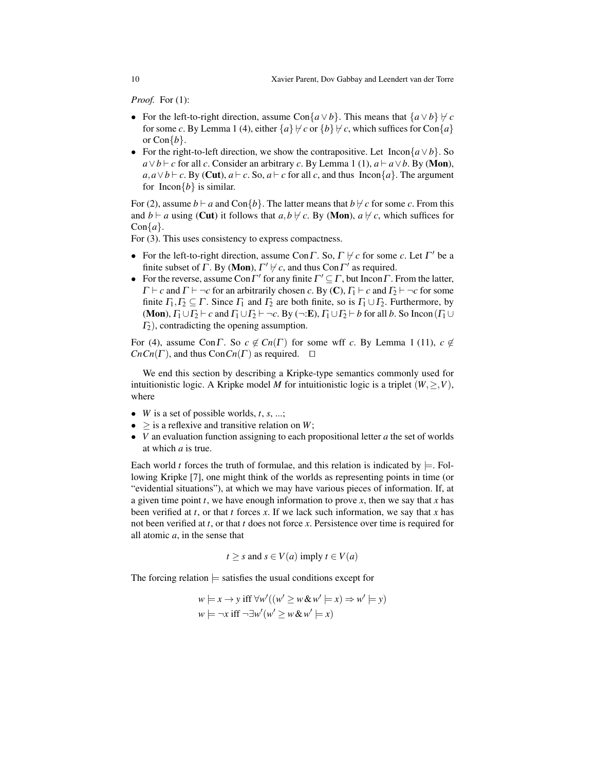*Proof.* For (1):

- For the left-to-right direction, assume $\text{Con}\{a \vee b\}$. This means that $\{a \vee b\} \nvdash c$ for some $c$. By Lemma 1 (4), either $\{a\} \nvdash c$ or $\{b\} \nvdash c$, which suffices for $\text{Con}\{a\}$ or $\text{Con}\{b\}$.
- For the right-to-left direction, we show the contrapositive. Let $\text{Incon}\{a \vee b\}$. So $a \vee b \vdash c$ for all $c$. Consider an arbitrary $c$. By Lemma 1 (1), $a \vdash a \vee b$. By (**Mon**), $a, a \vee b \vdash c$. By (**Cut**), $a \vdash c$. So, $a \vdash c$ for all $c$, and thus $\text{Incon}\{a\}$. The argument for $\text{Incon}\{b\}$ is similar.

For (2), assume $b \vdash a$ and $\text{Con}\{b\}$. The latter means that $b \nvdash c$ for some $c$. From this and $b \vdash a$ using (**Cut**) it follows that $a, b \nvdash c$. By (**Mon**), $a \nvdash c$, which suffices for $\text{Con}\{a\}$.

For (3). This uses consistency to express compactness.

- For the left-to-right direction, assume $\text{Con}\,\Gamma$. So, $\Gamma \nvdash c$ for some $c$. Let $\Gamma'$ be a finite subset of $\Gamma$. By (**Mon**), $\Gamma' \nvdash c$, and thus $\text{Con}\,\Gamma'$ as required.
- For the reverse, assume $\text{Con}\,\Gamma'$ for any finite $\Gamma' \subseteq \Gamma$, but $\text{Incon}\,\Gamma$. From the latter, $\Gamma \vdash c$ and $\Gamma \vdash \neg c$ for an arbitrarily chosen $c$. By (**C**), $\Gamma_1 \vdash c$ and $\Gamma_2 \vdash \neg c$ for some finite $\Gamma_1, \Gamma_2 \subseteq \Gamma$. Since $\Gamma_1$ and $\Gamma_2$ are both finite, so is $\Gamma_1 \cup \Gamma_2$. Furthermore, by (**Mon**), $\Gamma_1 \cup \Gamma_2 \vdash c$ and $\Gamma_1 \cup \Gamma_2 \vdash \neg c$. By ($\neg$:**E**), $\Gamma_1 \cup \Gamma_2 \vdash b$ for all $b$. So $\text{Incon}\,(\Gamma_1 \cup \Gamma_2)$, contradicting the opening assumption.

For (4), assume $\text{Con}\,\Gamma$. So $c \notin Cn(\Gamma)$ for some wff $c$. By Lemma 1 (11), $c \notin CnCn(\Gamma)$, and thus $\text{Con}\,Cn(\Gamma)$ as required. $\square$

We end this section by describing a Kripke-type semantics commonly used for intuitionistic logic. A Kripke model $M$ for intuitionistic logic is a triplet $(W, \geq, V)$, where

- $W$ is a set of possible worlds, $t$, $s$, ...;
- $\geq$ is a reflexive and transitive relation on $W$;
- $V$ an evaluation function assigning to each propositional letter $a$ the set of worlds at which $a$ is true.

Each world $t$ forces the truth of formulae, and this relation is indicated by $\models$. Following Kripke [7], one might think of the worlds as representing points in time (or "evidential situations"), at which we may have various pieces of information. If, at a given time point $t$, we have enough information to prove $x$, then we say that $x$ has been verified at $t$, or that $t$ forces $x$. If we lack such information, we say that $x$ has not been verified at $t$, or that $t$ does not force $x$. Persistence over time is required for all atomic $a$, in the sense that

$$t \geq s \text{ and } s \in V(a) \text{ imply } t \in V(a)$$

The forcing relation $\models$ satisfies the usual conditions except for

$$w \models x \rightarrow y \text{ iff } \forall w'((w' \geq w \,\&\, w' \models x) \Rightarrow w' \models y)$$
$$w \models \neg x \text{ iff } \neg \exists w'(w' \geq w \,\&\, w' \models x)$$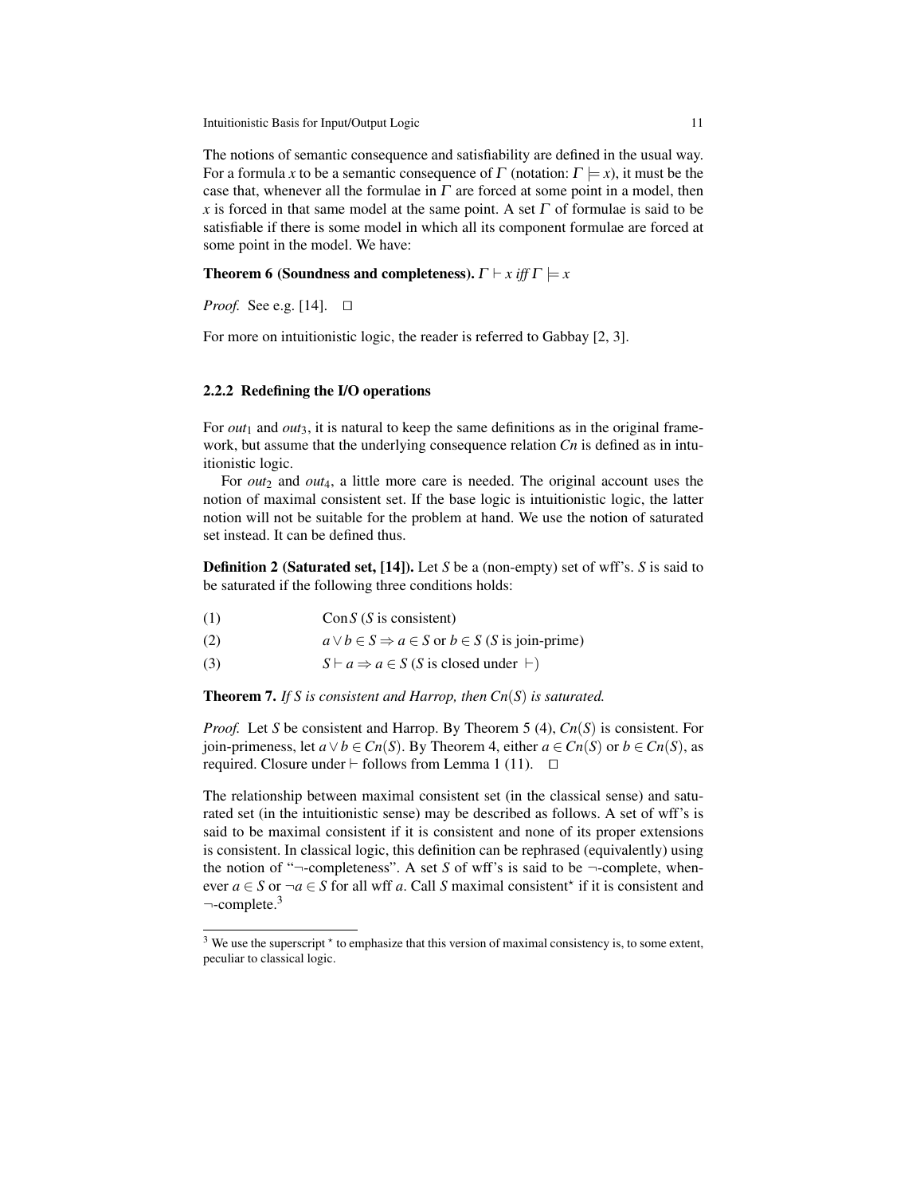The notions of semantic consequence and satisfiability are defined in the usual way. For a formula $x$ to be a semantic consequence of $\Gamma$ (notation: $\Gamma \models x$), it must be the case that, whenever all the formulae in $\Gamma$ are forced at some point in a model, then $x$ is forced in that same model at the same point. A set $\Gamma$ of formulae is said to be satisfiable if there is some model in which all its component formulae are forced at some point in the model. We have:

**Theorem 6 (Soundness and completeness).** *$\Gamma \vdash x$ iff $\Gamma \models x$*

*Proof.* See e.g. [14]. □

For more on intuitionistic logic, the reader is referred to Gabbay [2, 3].

### 2.2.2 Redefining the I/O operations

For $out_1$ and $out_3$, it is natural to keep the same definitions as in the original framework, but assume that the underlying consequence relation $Cn$ is defined as in intuitionistic logic.

For $out_2$ and $out_4$, a little more care is needed. The original account uses the notion of maximal consistent set. If the base logic is intuitionistic logic, the latter notion will not be suitable for the problem at hand. We use the notion of saturated set instead. It can be defined thus.

**Definition 2 (Saturated set, [14]).** Let $S$ be a (non-empty) set of wff's. $S$ is said to be saturated if the following three conditions holds:

(1) $\quad \text{Con}\, S$ ($S$ is consistent)

(2) $\quad a \vee b \in S \Rightarrow a \in S$ or $b \in S$ ($S$ is join-prime)

(3) $\quad S \vdash a \Rightarrow a \in S$ ($S$ is closed under $\vdash$)

**Theorem 7.** *If $S$ is consistent and Harrop, then $Cn(S)$ is saturated.*

*Proof.* Let $S$ be consistent and Harrop. By Theorem 5 (4), $Cn(S)$ is consistent. For join-primeness, let $a \vee b \in Cn(S)$. By Theorem 4, either $a \in Cn(S)$ or $b \in Cn(S)$, as required. Closure under $\vdash$ follows from Lemma 1 (11). □

The relationship between maximal consistent set (in the classical sense) and saturated set (in the intuitionistic sense) may be described as follows. A set of wff's is said to be maximal consistent if it is consistent and none of its proper extensions is consistent. In classical logic, this definition can be rephrased (equivalently) using the notion of "$\neg$-completeness". A set $S$ of wff's is said to be $\neg$-complete, whenever $a \in S$ or $\neg a \in S$ for all wff $a$. Call $S$ maximal consistent$^\star$ if it is consistent and $\neg$-complete.[3]

[3] We use the superscript $^\star$ to emphasize that this version of maximal consistency is, to some extent, peculiar to classical logic.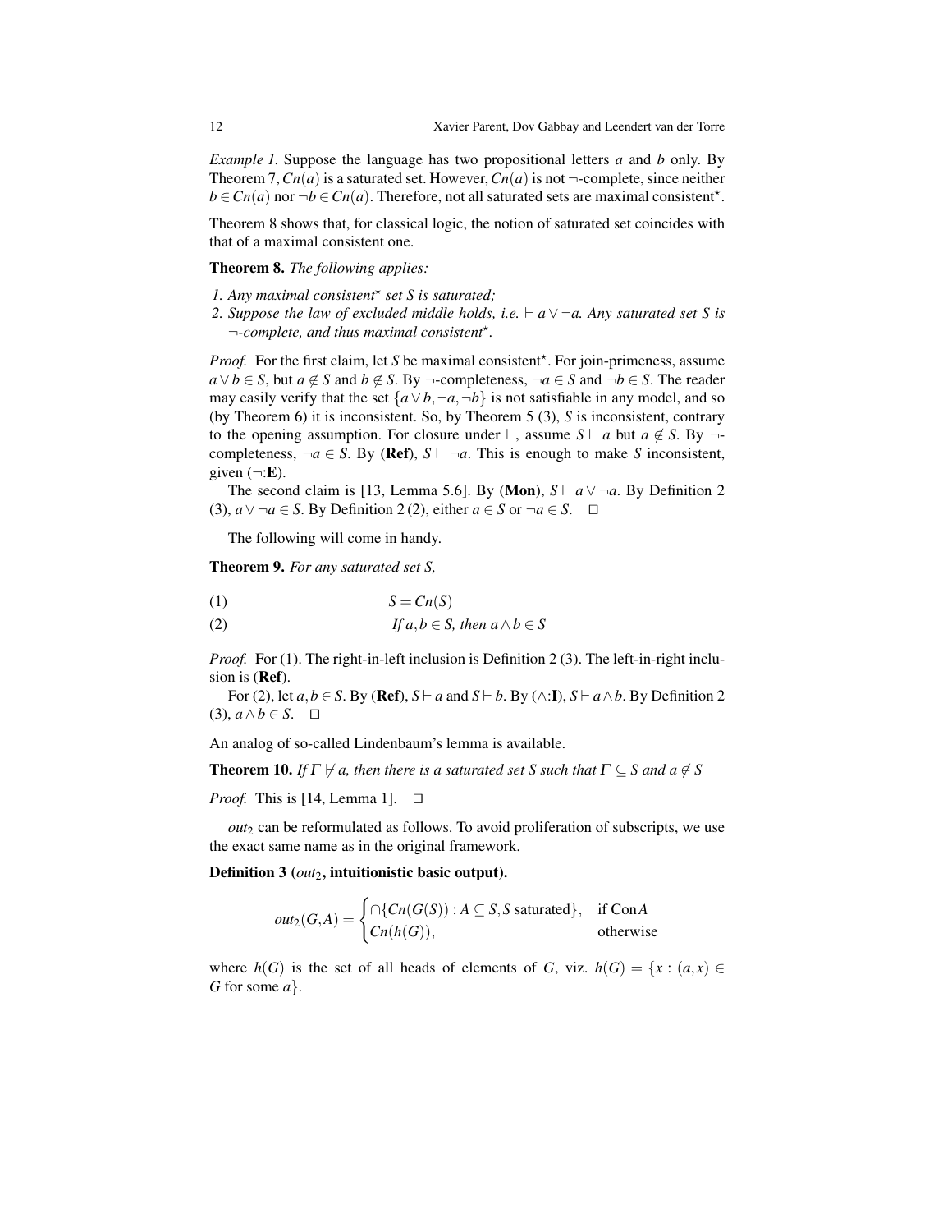*Example 1.* Suppose the language has two propositional letters $a$ and $b$ only. By Theorem 7, $Cn(a)$ is a saturated set. However, $Cn(a)$ is not $\neg$-complete, since neither $b \in Cn(a)$ nor $\neg b \in Cn(a)$. Therefore, not all saturated sets are maximal consistent$^\star$.

Theorem 8 shows that, for classical logic, the notion of saturated set coincides with that of a maximal consistent one.

**Theorem 8.** *The following applies:*

1. *Any maximal consistent$^\star$ set $S$ is saturated;*
2. *Suppose the law of excluded middle holds, i.e. $\vdash a \vee \neg a$. Any saturated set $S$ is $\neg$-complete, and thus maximal consistent$^\star$.*

*Proof.* For the first claim, let $S$ be maximal consistent$^\star$. For join-primeness, assume $a \vee b \in S$, but $a \notin S$ and $b \notin S$. By $\neg$-completeness, $\neg a \in S$ and $\neg b \in S$. The reader may easily verify that the set $\{a \vee b, \neg a, \neg b\}$ is not satisfiable in any model, and so (by Theorem 6) it is inconsistent. So, by Theorem 5 (3), $S$ is inconsistent, contrary to the opening assumption. For closure under $\vdash$, assume $S \vdash a$ but $a \notin S$. By $\neg$-completeness, $\neg a \in S$. By (**Ref**), $S \vdash \neg a$. This is enough to make $S$ inconsistent, given ($\neg$:**E**).

The second claim is [13, Lemma 5.6]. By (**Mon**), $S \vdash a \vee \neg a$. By Definition 2 (3), $a \vee \neg a \in S$. By Definition 2 (2), either $a \in S$ or $\neg a \in S$. $\square$

The following will come in handy.

**Theorem 9.** *For any saturated set $S$,*

$$S = Cn(S) \tag{1}$$

$$\text{If } a, b \in S \text{, then } a \wedge b \in S \tag{2}$$

*Proof.* For (1). The right-in-left inclusion is Definition 2 (3). The left-in-right inclusion is (**Ref**).

For (2), let $a, b \in S$. By (**Ref**), $S \vdash a$ and $S \vdash b$. By ($\wedge$:**I**), $S \vdash a \wedge b$. By Definition 2 (3), $a \wedge b \in S$. $\square$

An analog of so-called Lindenbaum's lemma is available.

**Theorem 10.** *If $\Gamma \nvdash a$, then there is a saturated set $S$ such that $\Gamma \subseteq S$ and $a \notin S$*

*Proof.* This is [14, Lemma 1]. $\square$

$out_2$ can be reformulated as follows. To avoid proliferation of subscripts, we use the exact same name as in the original framework.

**Definition 3 ($out_2$, intuitionistic basic output).**

$$out_2(G,A) = \begin{cases} \cap\{Cn(G(S)) : A \subseteq S, S \text{ saturated}\}, & \text{if Con} A \\ Cn(h(G)), & \text{otherwise} \end{cases}$$

where $h(G)$ is the set of all heads of elements of $G$, viz. $h(G) = \{x : (a,x) \in G \text{ for some } a\}$.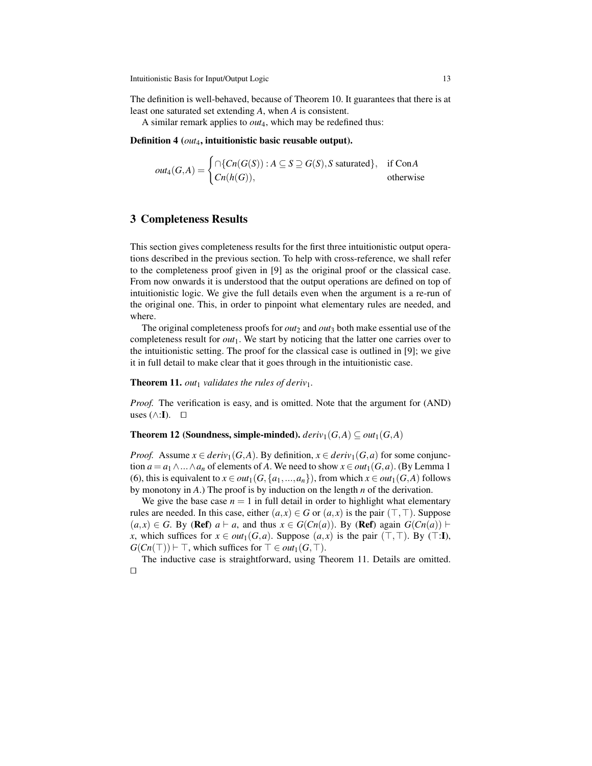The definition is well-behaved, because of Theorem 10. It guarantees that there is at least one saturated set extending $A$, when $A$ is consistent.

A similar remark applies to $out_4$, which may be redefined thus:

**Definition 4 ($out_4$, intuitionistic basic reusable output).**

$$out_4(G,A) = \begin{cases} \cap\{Cn(G(S)) : A \subseteq S \supseteq G(S), S \text{ saturated}\}, & \text{if Con}A \\ Cn(h(G)), & \text{otherwise} \end{cases}$$

## 3 Completeness Results

This section gives completeness results for the first three intuitionistic output operations described in the previous section. To help with cross-reference, we shall refer to the completeness proof given in [9] as the original proof or the classical case. From now onwards it is understood that the output operations are defined on top of intuitionistic logic. We give the full details even when the argument is a re-run of the original one. This, in order to pinpoint what elementary rules are needed, and where.

The original completeness proofs for $out_2$ and $out_3$ both make essential use of the completeness result for $out_1$. We start by noticing that the latter one carries over to the intuitionistic setting. The proof for the classical case is outlined in [9]; we give it in full detail to make clear that it goes through in the intuitionistic case.

**Theorem 11.** *$out_1$ validates the rules of $deriv_1$.*

*Proof.* The verification is easy, and is omitted. Note that the argument for (AND) uses ($\wedge$:**I**). $\square$

**Theorem 12 (Soundness, simple-minded).** $deriv_1(G,A) \subseteq out_1(G,A)$

*Proof.* Assume $x \in deriv_1(G,A)$. By definition, $x \in deriv_1(G,a)$ for some conjunction $a = a_1 \wedge ... \wedge a_n$ of elements of $A$. We need to show $x \in out_1(G,a)$. (By Lemma 1 (6), this is equivalent to $x \in out_1(G,\{a_1,...,a_n\})$, from which $x \in out_1(G,A)$ follows by monotony in $A$.) The proof is by induction on the length $n$ of the derivation.

We give the base case $n = 1$ in full detail in order to highlight what elementary rules are needed. In this case, either $(a,x) \in G$ or $(a,x)$ is the pair $(\top,\top)$. Suppose $(a,x) \in G$. By (**Ref**) $a \vdash a$, and thus $x \in G(Cn(a))$. By (**Ref**) again $G(Cn(a)) \vdash x$, which suffices for $x \in out_1(G,a)$. Suppose $(a,x)$ is the pair $(\top,\top)$. By ($\top$:**I**), $G(Cn(\top)) \vdash \top$, which suffices for $\top \in out_1(G,\top)$.

The inductive case is straightforward, using Theorem 11. Details are omitted. $\square$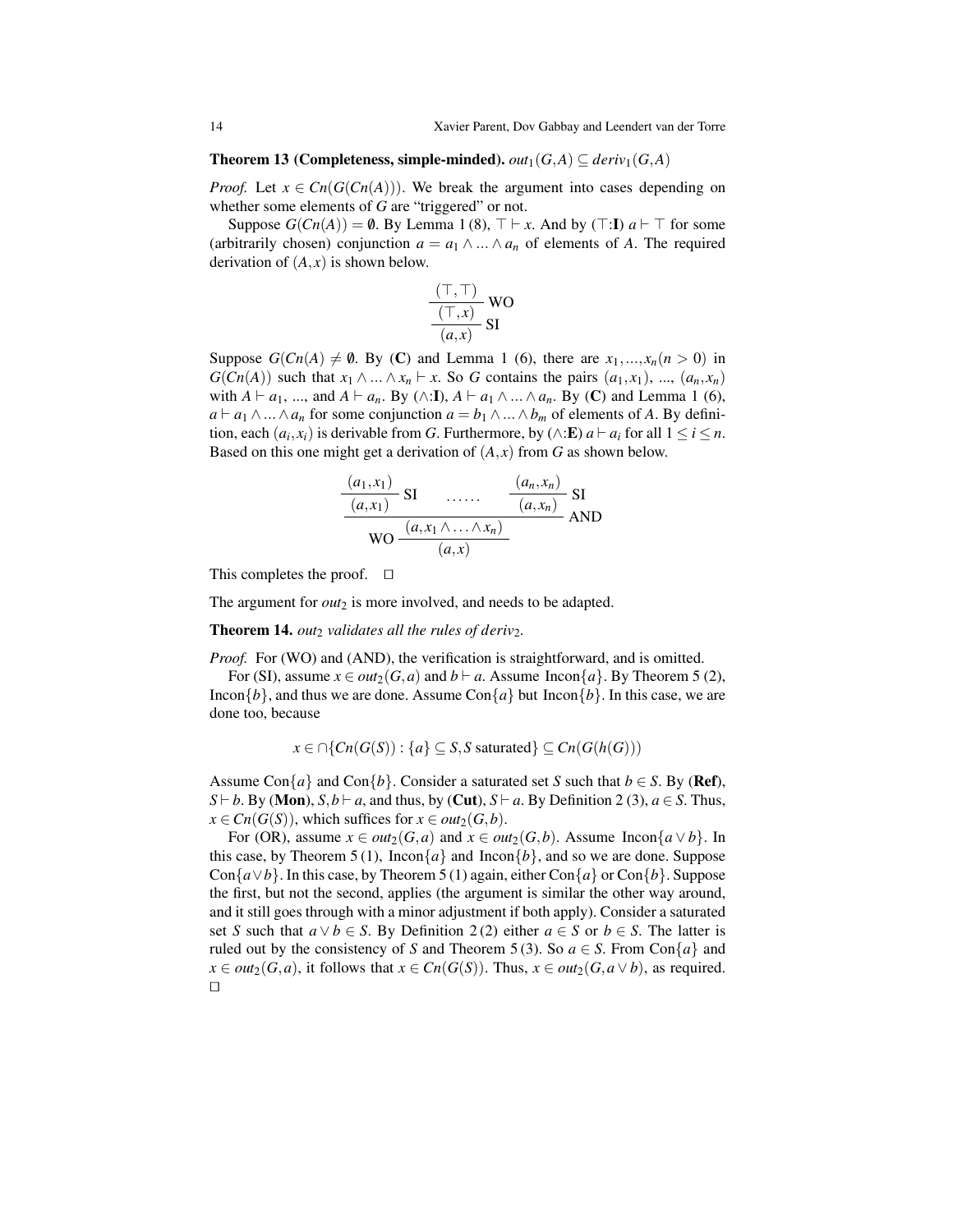**Theorem 13 (Completeness, simple-minded).** $out_1(G,A) \subseteq deriv_1(G,A)$

*Proof.* Let $x \in Cn(G(Cn(A)))$. We break the argument into cases depending on whether some elements of $G$ are "triggered" or not.

Suppose $G(Cn(A)) = \emptyset$. By Lemma 1 (8), $\top \vdash x$. And by ($\top$:**I**) $a \vdash \top$ for some (arbitrarily chosen) conjunction $a = a_1 \wedge ... \wedge a_n$ of elements of $A$. The required derivation of $(A,x)$ is shown below.

$$\dfrac{\dfrac{(\top,\top)}{(\top,x)}\text{WO}}{(a,x)}\text{SI}$$

Suppose $G(Cn(A) \neq \emptyset$. By (**C**) and Lemma 1 (6), there are $x_1,...,x_n (n > 0)$ in $G(Cn(A))$ such that $x_1 \wedge ... \wedge x_n \vdash x$. So $G$ contains the pairs $(a_1,x_1)$, ..., $(a_n,x_n)$ with $A \vdash a_1$, ..., and $A \vdash a_n$. By ($\wedge$:**I**), $A \vdash a_1 \wedge ... \wedge a_n$. By (**C**) and Lemma 1 (6), $a \vdash a_1 \wedge ... \wedge a_n$ for some conjunction $a = b_1 \wedge ... \wedge b_m$ of elements of $A$. By definition, each $(a_i,x_i)$ is derivable from $G$. Furthermore, by ($\wedge$:**E**) $a \vdash a_i$ for all $1 \leq i \leq n$. Based on this one might get a derivation of $(A,x)$ from $G$ as shown below.

$$\dfrac{\dfrac{\dfrac{(a_1,x_1)}{(a,x_1)}\text{SI} \quad \ldots\ldots \quad \dfrac{(a_n,x_n)}{(a,x_n)}\text{SI}}{(a,x_1 \wedge \ldots \wedge x_n)}\text{AND}}{(a,x)}\text{WO}$$

This completes the proof. $\square$

The argument for $out_2$ is more involved, and needs to be adapted.

**Theorem 14.** *$out_2$ validates all the rules of $deriv_2$.*

*Proof.* For (WO) and (AND), the verification is straightforward, and is omitted.

For (SI), assume $x \in out_2(G,a)$ and $b \vdash a$. Assume Incon$\{a\}$. By Theorem 5 (2), Incon$\{b\}$, and thus we are done. Assume Con$\{a\}$ but Incon$\{b\}$. In this case, we are done too, because

$$x \in \cap\{Cn(G(S)) : \{a\} \subseteq S, S \text{ saturated}\} \subseteq Cn(G(h(G)))$$

Assume Con$\{a\}$ and Con$\{b\}$. Consider a saturated set $S$ such that $b \in S$. By (**Ref**), $S \vdash b$. By (**Mon**), $S, b \vdash a$, and thus, by (**Cut**), $S \vdash a$. By Definition 2 (3), $a \in S$. Thus, $x \in Cn(G(S))$, which suffices for $x \in out_2(G,b)$.

For (OR), assume $x \in out_2(G,a)$ and $x \in out_2(G,b)$. Assume Incon$\{a \vee b\}$. In this case, by Theorem 5 (1), Incon$\{a\}$ and Incon$\{b\}$, and so we are done. Suppose Con$\{a \vee b\}$. In this case, by Theorem 5 (1) again, either Con$\{a\}$ or Con$\{b\}$. Suppose the first, but not the second, applies (the argument is similar the other way around, and it still goes through with a minor adjustment if both apply). Consider a saturated set $S$ such that $a \vee b \in S$. By Definition 2 (2) either $a \in S$ or $b \in S$. The latter is ruled out by the consistency of $S$ and Theorem 5 (3). So $a \in S$. From Con$\{a\}$ and $x \in out_2(G,a)$, it follows that $x \in Cn(G(S))$. Thus, $x \in out_2(G, a \vee b)$, as required. $\square$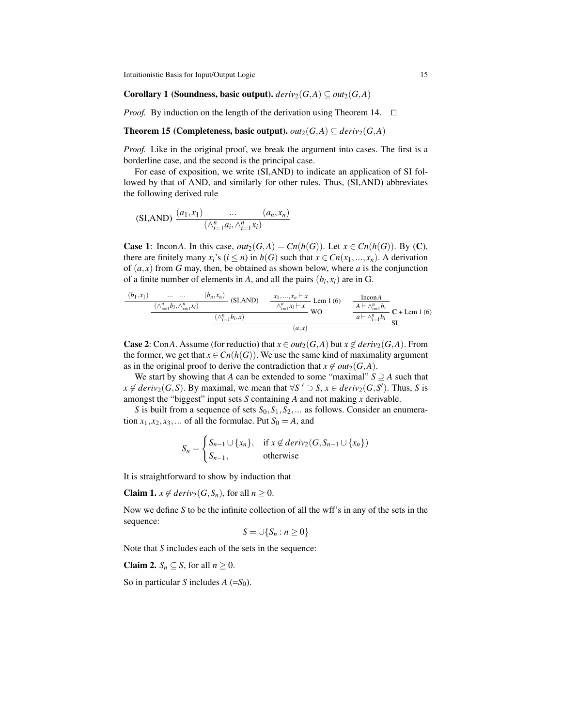**Corollary 1 (Soundness, basic output).** $deriv_2(G,A) \subseteq out_2(G,A)$

*Proof.* By induction on the length of the derivation using Theorem 14. $\square$

**Theorem 15 (Completeness, basic output).** $out_2(G,A) \subseteq deriv_2(G,A)$

*Proof.* Like in the original proof, we break the argument into cases. The first is a borderline case, and the second is the principal case.

For ease of exposition, we write (SI,AND) to indicate an application of SI followed by that of AND, and similarly for other rules. Thus, (SI,AND) abbreviates the following derived rule

$$\text{(SI,AND)}\ \frac{(a_1,x_1) \qquad \ldots \qquad (a_n,x_n)}{(\wedge_{i=1}^n a_i, \wedge_{i=1}^n x_i)}$$

**Case 1**: Incon$A$. In this case, $out_2(G,A) = Cn(h(G))$. Let $x \in Cn(h(G))$. By (**C**), there are finitely many $x_i$'s ($i \leq n$) in $h(G)$ such that $x \in Cn(x_1,...,x_n)$. A derivation of $(a,x)$ from $G$ may, then, be obtained as shown below, where $a$ is the conjunction of a finite number of elements in $A$, and all the pairs $(b_i,x_i)$ are in G.

$$\dfrac{\dfrac{\dfrac{(b_1,x_1) \quad \ldots \quad \ldots \quad (b_n,x_n)}{(\wedge_{i=1}^n b_i, \wedge_{i=1}^n x_i)}\text{(SI,AND)} \qquad \dfrac{x_1,...,x_n \vdash x}{\wedge_{i=1}^n x_i \vdash x}\text{Lem 1 (6)}}{(\wedge_{i=1}^n b_i, x)}\text{WO} \qquad \dfrac{\dfrac{\text{Incon}A}{A \vdash \wedge_{i=1}^n b_i}}{a \vdash \wedge_{i=1}^n b_i}\mathbf{C}\text{ + Lem 1 (6)}}{(a,x)}\text{SI}$$

**Case 2**: Con$A$. Assume (for reductio) that $x \in out_2(G,A)$ but $x \notin deriv_2(G,A)$. From the former, we get that $x \in Cn(h(G))$. We use the same kind of maximality argument as in the original proof to derive the contradiction that $x \notin out_2(G,A)$.

We start by showing that $A$ can be extended to some "maximal" $S \supseteq A$ such that $x \notin deriv_2(G,S)$. By maximal, we mean that $\forall S' \supset S$, $x \in deriv_2(G,S')$. Thus, $S$ is amongst the "biggest" input sets $S$ containing $A$ and not making $x$ derivable.

$S$ is built from a sequence of sets $S_0, S_1, S_2, \ldots$ as follows. Consider an enumeration $x_1, x_2, x_3, \ldots$ of all the formulae. Put $S_0 = A$, and

$$S_n = \begin{cases} S_{n-1} \cup \{x_n\}, & \text{if } x \notin deriv_2(G, S_{n-1} \cup \{x_n\}) \\ S_{n-1}, & \text{otherwise} \end{cases}$$

It is straightforward to show by induction that

**Claim 1.** $x \notin deriv_2(G,S_n)$, for all $n \geq 0$.

Now we define $S$ to be the infinite collection of all the wff's in any of the sets in the sequence:

$$S = \cup\{S_n : n \geq 0\}$$

Note that $S$ includes each of the sets in the sequence:

**Claim 2.** $S_n \subseteq S$, for all $n \geq 0$.

So in particular $S$ includes $A$ (=$S_0$).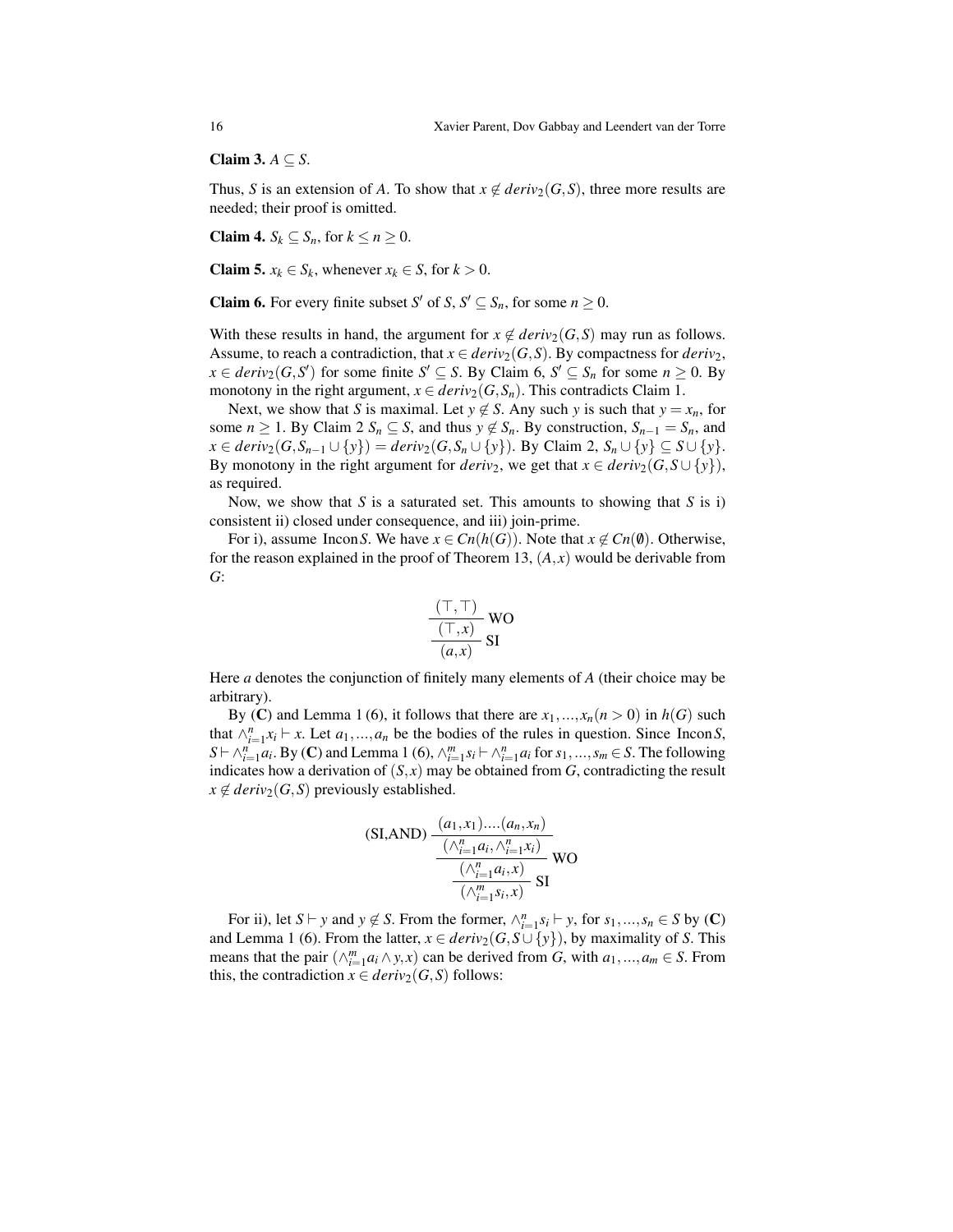**Claim 3.** $A \subseteq S$.

Thus, $S$ is an extension of $A$. To show that $x \notin deriv_2(G,S)$, three more results are needed; their proof is omitted.

**Claim 4.** $S_k \subseteq S_n$, for $k \leq n \geq 0$.

**Claim 5.** $x_k \in S_k$, whenever $x_k \in S$, for $k > 0$.

**Claim 6.** For every finite subset $S'$ of $S$, $S' \subseteq S_n$, for some $n \geq 0$.

With these results in hand, the argument for $x \notin deriv_2(G,S)$ may run as follows. Assume, to reach a contradiction, that $x \in deriv_2(G,S)$. By compactness for $deriv_2$, $x \in deriv_2(G,S')$ for some finite $S' \subseteq S$. By Claim 6, $S' \subseteq S_n$ for some $n \geq 0$. By monotony in the right argument, $x \in deriv_2(G,S_n)$. This contradicts Claim 1.

Next, we show that $S$ is maximal. Let $y \notin S$. Any such $y$ is such that $y = x_n$, for some $n \geq 1$. By Claim 2 $S_n \subseteq S$, and thus $y \notin S_n$. By construction, $S_{n-1} = S_n$, and $x \in deriv_2(G, S_{n-1} \cup \{y\}) = deriv_2(G, S_n \cup \{y\})$. By Claim 2, $S_n \cup \{y\} \subseteq S \cup \{y\}$. By monotony in the right argument for $deriv_2$, we get that $x \in deriv_2(G, S \cup \{y\})$, as required.

Now, we show that $S$ is a saturated set. This amounts to showing that $S$ is i) consistent ii) closed under consequence, and iii) join-prime.

For i), assume $\mathrm{Incon}\,S$. We have $x \in Cn(h(G))$. Note that $x \notin Cn(\emptyset)$. Otherwise, for the reason explained in the proof of Theorem 13, $(A,x)$ would be derivable from $G$:

$$\cfrac{\cfrac{(\top,\top)}{(\top,x)}\ \text{WO}}{(a,x)}\ \text{SI}$$

Here $a$ denotes the conjunction of finitely many elements of $A$ (their choice may be arbitrary).

By (**C**) and Lemma 1 (6), it follows that there are $x_1,...,x_n (n > 0)$ in $h(G)$ such that $\wedge_{i=1}^n x_i \vdash x$. Let $a_1,...,a_n$ be the bodies of the rules in question. Since $\mathrm{Incon}\,S$, $S \vdash \wedge_{i=1}^n a_i$. By (**C**) and Lemma 1 (6), $\wedge_{i=1}^m s_i \vdash \wedge_{i=1}^n a_i$ for $s_1,...,s_m \in S$. The following indicates how a derivation of $(S,x)$ may be obtained from $G$, contradicting the result $x \notin deriv_2(G,S)$ previously established.

$$\text{(SI,AND)}\ \cfrac{\cfrac{\cfrac{(a_1,x_1)....(a_n,x_n)}{(\wedge_{i=1}^n a_i, \wedge_{i=1}^n x_i)}}{(\wedge_{i=1}^n a_i, x)}\ \text{WO}}{(\wedge_{i=1}^m s_i, x)}\ \text{SI}$$

For ii), let $S \vdash y$ and $y \notin S$. From the former, $\wedge_{i=1}^n s_i \vdash y$, for $s_1,...,s_n \in S$ by (**C**) and Lemma 1 (6). From the latter, $x \in deriv_2(G, S \cup \{y\})$, by maximality of $S$. This means that the pair $(\wedge_{i=1}^m a_i \wedge y, x)$ can be derived from $G$, with $a_1,...,a_m \in S$. From this, the contradiction $x \in deriv_2(G,S)$ follows: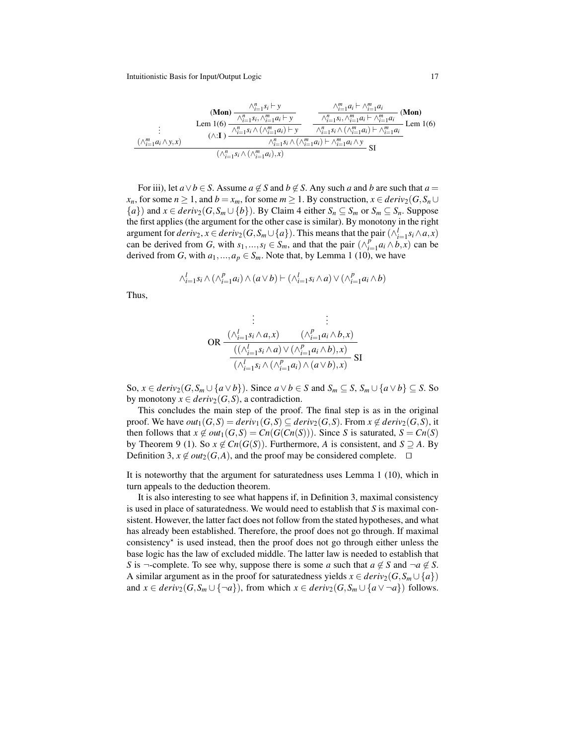$$
\dfrac{\begin{array}{c}\vdots\\(\wedge_{i=1}^{m}a_i\wedge y,x)\end{array}\qquad \dfrac{\text{Lem 1(6)}\,\dfrac{(\textbf{Mon})\,\dfrac{\wedge_{i=1}^{n}s_i\vdash y}{\wedge_{i=1}^{n}s_i,\wedge_{i=1}^{m}a_i\vdash y}}{\wedge_{i=1}^{n}s_i\wedge(\wedge_{i=1}^{m}a_i)\vdash y}\qquad \dfrac{\dfrac{\wedge_{i=1}^{m}a_i\vdash\wedge_{i=1}^{m}a_i}{\wedge_{i=1}^{n}s_i,\wedge_{i=1}^{m}a_i\vdash\wedge_{i=1}^{m}a_i}\,(\textbf{Mon})}{\wedge_{i=1}^{n}s_i\wedge(\wedge_{i=1}^{m}a_i)\vdash\wedge_{i=1}^{m}a_i}\,\text{Lem 1(6)}}{\wedge_{i=1}^{n}s_i\wedge(\wedge_{i=1}^{m}a_i)\vdash\wedge_{i=1}^{m}a_i\wedge y}\,(\wedge\text{:}\mathbf{I})}{(\wedge_{i=1}^{n}s_i\wedge(\wedge_{i=1}^{m}a_i),x)}\,\text{SI}
$$

For iii), let $a\vee b\in S$. Assume $a\notin S$ and $b\notin S$. Any such $a$ and $b$ are such that $a=x_n$, for some $n\geq 1$, and $b=x_m$, for some $m\geq 1$. By construction, $x\in deriv_2(G,S_n\cup\{a\})$ and $x\in deriv_2(G,S_m\cup\{b\})$. By Claim 4 either $S_n\subseteq S_m$ or $S_m\subseteq S_n$. Suppose the first applies (the argument for the other case is similar). By monotony in the right argument for $deriv_2$, $x\in deriv_2(G,S_m\cup\{a\})$. This means that the pair $(\wedge_{i=1}^{l}s_i\wedge a,x)$ can be derived from $G$, with $s_1,\ldots,s_l\in S_m$, and that the pair $(\wedge_{i=1}^{p}a_i\wedge b,x)$ can be derived from $G$, with $a_1,\ldots,a_p\in S_m$. Note that, by Lemma 1 (10), we have

$$
\wedge_{i=1}^{l}s_i\wedge(\wedge_{i=1}^{p}a_i)\wedge(a\vee b)\vdash(\wedge_{i=1}^{l}s_i\wedge a)\vee(\wedge_{i=1}^{p}a_i\wedge b)
$$

Thus,

$$
\dfrac{\text{OR}\,\dfrac{\begin{array}{c}\vdots\\(\wedge_{i=1}^{l}s_i\wedge a,x)\end{array}\qquad\begin{array}{c}\vdots\\(\wedge_{i=1}^{p}a_i\wedge b,x)\end{array}}{((\wedge_{i=1}^{l}s_i\wedge a)\vee(\wedge_{i=1}^{p}a_i\wedge b),x)}}{(\wedge_{i=1}^{l}s_i\wedge(\wedge_{i=1}^{p}a_i)\wedge(a\vee b),x)}\,\text{SI}
$$

So, $x\in deriv_2(G,S_m\cup\{a\vee b\})$. Since $a\vee b\in S$ and $S_m\subseteq S$, $S_m\cup\{a\vee b\}\subseteq S$. So by monotony $x\in deriv_2(G,S)$, a contradiction.

This concludes the main step of the proof. The final step is as in the original proof. We have $out_1(G,S)=deriv_1(G,S)\subseteq deriv_2(G,S)$. From $x\notin deriv_2(G,S)$, it then follows that $x\notin out_1(G,S)=Cn(G(Cn(S)))$. Since $S$ is saturated, $S=Cn(S)$ by Theorem 9 (1). So $x\notin Cn(G(S))$. Furthermore, $A$ is consistent, and $S\supseteq A$. By Definition 3, $x\notin out_2(G,A)$, and the proof may be considered complete. $\square$

It is noteworthy that the argument for saturatedness uses Lemma 1 (10), which in turn appeals to the deduction theorem.

It is also interesting to see what happens if, in Definition 3, maximal consistency is used in place of saturatedness. We would need to establish that $S$ is maximal consistent. However, the latter fact does not follow from the stated hypotheses, and what has already been established. Therefore, the proof does not go through. If maximal consistency$^{\star}$ is used instead, then the proof does not go through either unless the base logic has the law of excluded middle. The latter law is needed to establish that $S$ is $\neg$-complete. To see why, suppose there is some $a$ such that $a\notin S$ and $\neg a\notin S$. A similar argument as in the proof for saturatedness yields $x\in deriv_2(G,S_m\cup\{a\})$ and $x\in deriv_2(G,S_m\cup\{\neg a\})$, from which $x\in deriv_2(G,S_m\cup\{a\vee\neg a\})$ follows.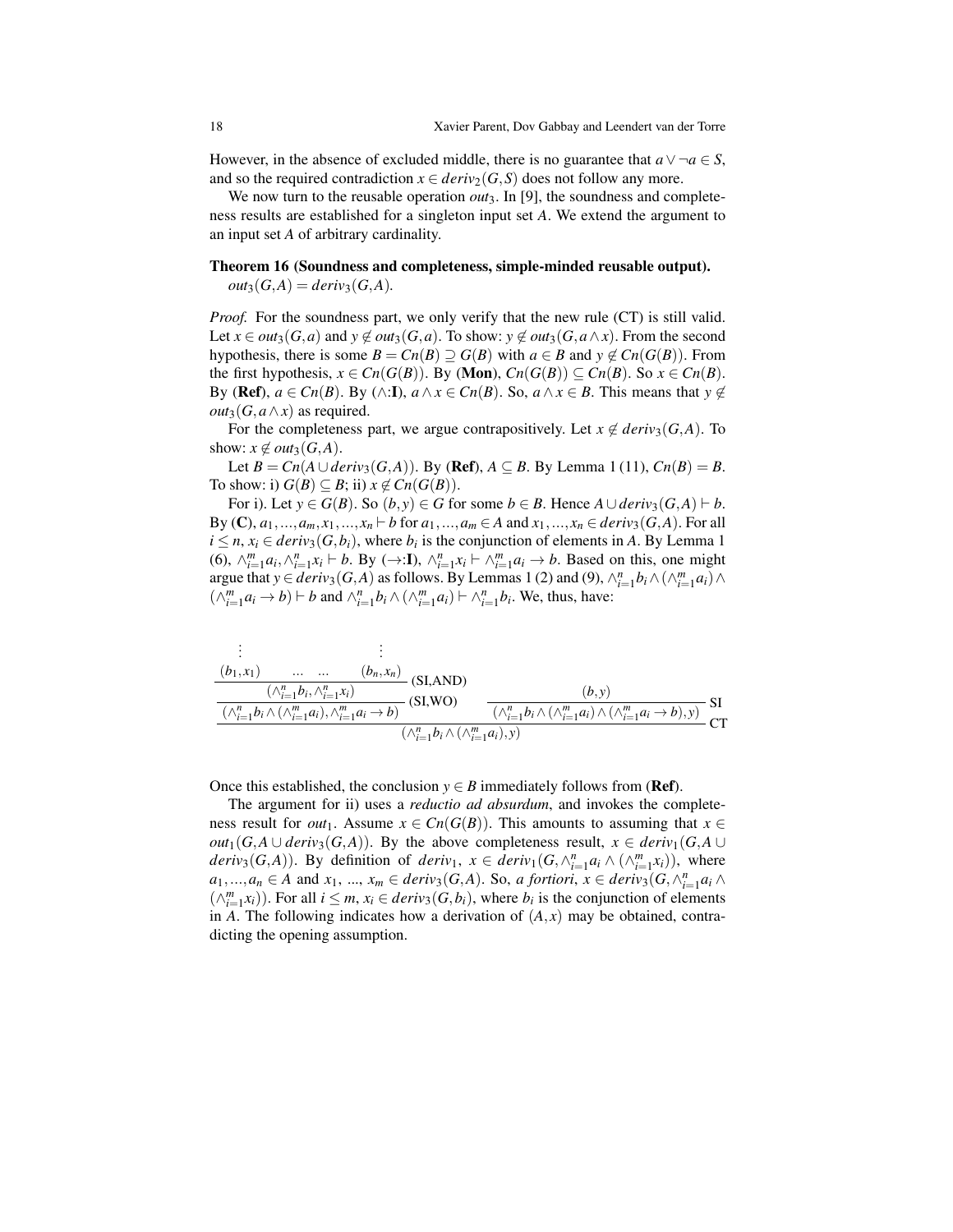However, in the absence of excluded middle, there is no guarantee that $a \vee \neg a \in S$, and so the required contradiction $x \in deriv_2(G,S)$ does not follow any more.

We now turn to the reusable operation $out_3$. In [9], the soundness and completeness results are established for a singleton input set $A$. We extend the argument to an input set $A$ of arbitrary cardinality.

**Theorem 16 (Soundness and completeness, simple-minded reusable output).** $out_3(G,A) = deriv_3(G,A)$.

*Proof.* For the soundness part, we only verify that the new rule (CT) is still valid. Let $x \in out_3(G,a)$ and $y \notin out_3(G,a)$. To show: $y \notin out_3(G, a \wedge x)$. From the second hypothesis, there is some $B = Cn(B) \supseteq G(B)$ with $a \in B$ and $y \notin Cn(G(B))$. From the first hypothesis, $x \in Cn(G(B))$. By (**Mon**), $Cn(G(B)) \subseteq Cn(B)$. So $x \in Cn(B)$. By (**Ref**), $a \in Cn(B)$. By ($\wedge$:**I**), $a \wedge x \in Cn(B)$. So, $a \wedge x \in B$. This means that $y \notin out_3(G, a \wedge x)$ as required.

For the completeness part, we argue contrapositively. Let $x \notin deriv_3(G,A)$. To show: $x \notin out_3(G,A)$.

Let $B = Cn(A \cup deriv_3(G,A))$. By (**Ref**), $A \subseteq B$. By Lemma 1 (11), $Cn(B) = B$. To show: i) $G(B) \subseteq B$; ii) $x \notin Cn(G(B))$.

For i). Let $y \in G(B)$. So $(b,y) \in G$ for some $b \in B$. Hence $A \cup deriv_3(G,A) \vdash b$. By (**C**), $a_1, ..., a_m, x_1, ..., x_n \vdash b$ for $a_1, ..., a_m \in A$ and $x_1, ..., x_n \in deriv_3(G,A)$. For all $i \leq n$, $x_i \in deriv_3(G, b_i)$, where $b_i$ is the conjunction of elements in $A$. By Lemma 1 (6), $\wedge_{i=1}^m a_i, \wedge_{i=1}^n x_i \vdash b$. By ($\rightarrow$:**I**), $\wedge_{i=1}^n x_i \vdash \wedge_{i=1}^m a_i \rightarrow b$. Based on this, one might argue that $y \in deriv_3(G,A)$ as follows. By Lemmas 1 (2) and (9), $\wedge_{i=1}^n b_i \wedge (\wedge_{i=1}^m a_i) \wedge (\wedge_{i=1}^m a_i \rightarrow b) \vdash b$ and $\wedge_{i=1}^n b_i \wedge (\wedge_{i=1}^m a_i) \vdash \wedge_{i=1}^n b_i$. We, thus, have:

$$
\dfrac{
\dfrac{
\dfrac{\begin{matrix}\vdots \\ (b_1, x_1)\end{matrix} \quad \ldots \quad \ldots \quad \begin{matrix}\vdots \\ (b_n, x_n)\end{matrix}}{(\wedge_{i=1}^n b_i, \wedge_{i=1}^n x_i)}\,\text{(SI,AND)}
}{(\wedge_{i=1}^n b_i \wedge (\wedge_{i=1}^m a_i), \wedge_{i=1}^m a_i \rightarrow b)}\,\text{(SI,WO)}
\qquad
\dfrac{(b,y)}{(\wedge_{i=1}^n b_i \wedge (\wedge_{i=1}^m a_i) \wedge (\wedge_{i=1}^m a_i \rightarrow b), y)}\,\text{SI}
}{(\wedge_{i=1}^n b_i \wedge (\wedge_{i=1}^m a_i), y)}\,\text{CT}
$$

Once this established, the conclusion $y \in B$ immediately follows from (**Ref**).

The argument for ii) uses a *reductio ad absurdum*, and invokes the completeness result for $out_1$. Assume $x \in Cn(G(B))$. This amounts to assuming that $x \in out_1(G, A \cup deriv_3(G,A))$. By the above completeness result, $x \in deriv_1(G, A \cup deriv_3(G,A))$. By definition of $deriv_1$, $x \in deriv_1(G, \wedge_{i=1}^n a_i \wedge (\wedge_{i=1}^m x_i))$, where $a_1, ..., a_n \in A$ and $x_1$, ..., $x_m \in deriv_3(G,A)$. So, *a fortiori*, $x \in deriv_3(G, \wedge_{i=1}^n a_i \wedge (\wedge_{i=1}^m x_i))$. For all $i \leq m$, $x_i \in deriv_3(G, b_i)$, where $b_i$ is the conjunction of elements in $A$. The following indicates how a derivation of $(A,x)$ may be obtained, contradicting the opening assumption.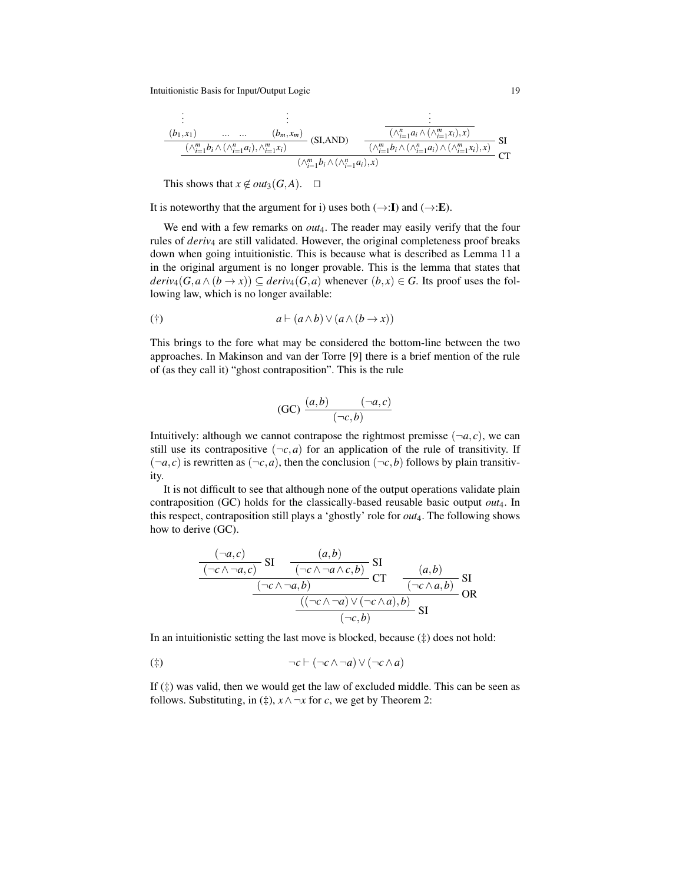$$
\dfrac{\dfrac{\vdots}{(b_1,x_1)} \quad \ldots \quad \ldots \quad \dfrac{\vdots}{(b_m,x_m)}}{(\wedge_{i=1}^m b_i \wedge (\wedge_{i=1}^n a_i), \wedge_{i=1}^m x_i)}\,(\text{SI,AND}) \qquad \dfrac{\dfrac{\vdots}{(\wedge_{i=1}^n a_i \wedge (\wedge_{i=1}^m x_i), x)}}{(\wedge_{i=1}^m b_i \wedge (\wedge_{i=1}^n a_i) \wedge (\wedge_{i=1}^m x_i), x)}\,\text{SI}
$$

$$
\dfrac{(\wedge_{i=1}^m b_i \wedge (\wedge_{i=1}^n a_i), \wedge_{i=1}^m x_i) \qquad (\wedge_{i=1}^m b_i \wedge (\wedge_{i=1}^n a_i) \wedge (\wedge_{i=1}^m x_i), x)}{(\wedge_{i=1}^m b_i \wedge (\wedge_{i=1}^n a_i), x)}\,\text{CT}
$$

This shows that $x \notin out_3(G,A)$. $\square$

It is noteworthy that the argument for i) uses both ($\to$:**I**) and ($\to$:**E**).

We end with a few remarks on $out_4$. The reader may easily verify that the four rules of $deriv_4$ are still validated. However, the original completeness proof breaks down when going intuitionistic. This is because what is described as Lemma 11 a in the original argument is no longer provable. This is the lemma that states that $deriv_4(G, a \wedge (b \to x)) \subseteq deriv_4(G,a)$ whenever $(b,x) \in G$. Its proof uses the following law, which is no longer available:

$$
(\dagger) \qquad a \vdash (a \wedge b) \vee (a \wedge (b \to x))
$$

This brings to the fore what may be considered the bottom-line between the two approaches. In Makinson and van der Torre [9] there is a brief mention of the rule of (as they call it) "ghost contraposition". This is the rule

$$
(\text{GC})\ \dfrac{(a,b) \qquad (\neg a, c)}{(\neg c, b)}
$$

Intuitively: although we cannot contrapose the rightmost premisse $(\neg a, c)$, we can still use its contrapositive $(\neg c, a)$ for an application of the rule of transitivity. If $(\neg a, c)$ is rewritten as $(\neg c, a)$, then the conclusion $(\neg c, b)$ follows by plain transitivity.

It is not difficult to see that although none of the output operations validate plain contraposition (GC) holds for the classically-based reusable basic output $out_4$. In this respect, contraposition still plays a 'ghostly' role for $out_4$. The following shows how to derive (GC).

$$
\dfrac{\dfrac{\dfrac{(\neg a,c)}{(\neg c \wedge \neg a, c)}\,\text{SI} \qquad \dfrac{(a,b)}{(\neg c \wedge \neg a \wedge c, b)}\,\text{SI}}{(\neg c \wedge \neg a, b)}\,\text{CT} \qquad \dfrac{(a,b)}{(\neg c \wedge a, b)}\,\text{SI}}{\dfrac{((\neg c \wedge \neg a) \vee (\neg c \wedge a), b)}{(\neg c, b)}\,\text{SI}}\,\text{OR}
$$

In an intuitionistic setting the last move is blocked, because (‡) does not hold:

$$
(\ddagger) \qquad \neg c \vdash (\neg c \wedge \neg a) \vee (\neg c \wedge a)
$$

If (‡) was valid, then we would get the law of excluded middle. This can be seen as follows. Substituting, in (‡), $x \wedge \neg x$ for $c$, we get by Theorem 2: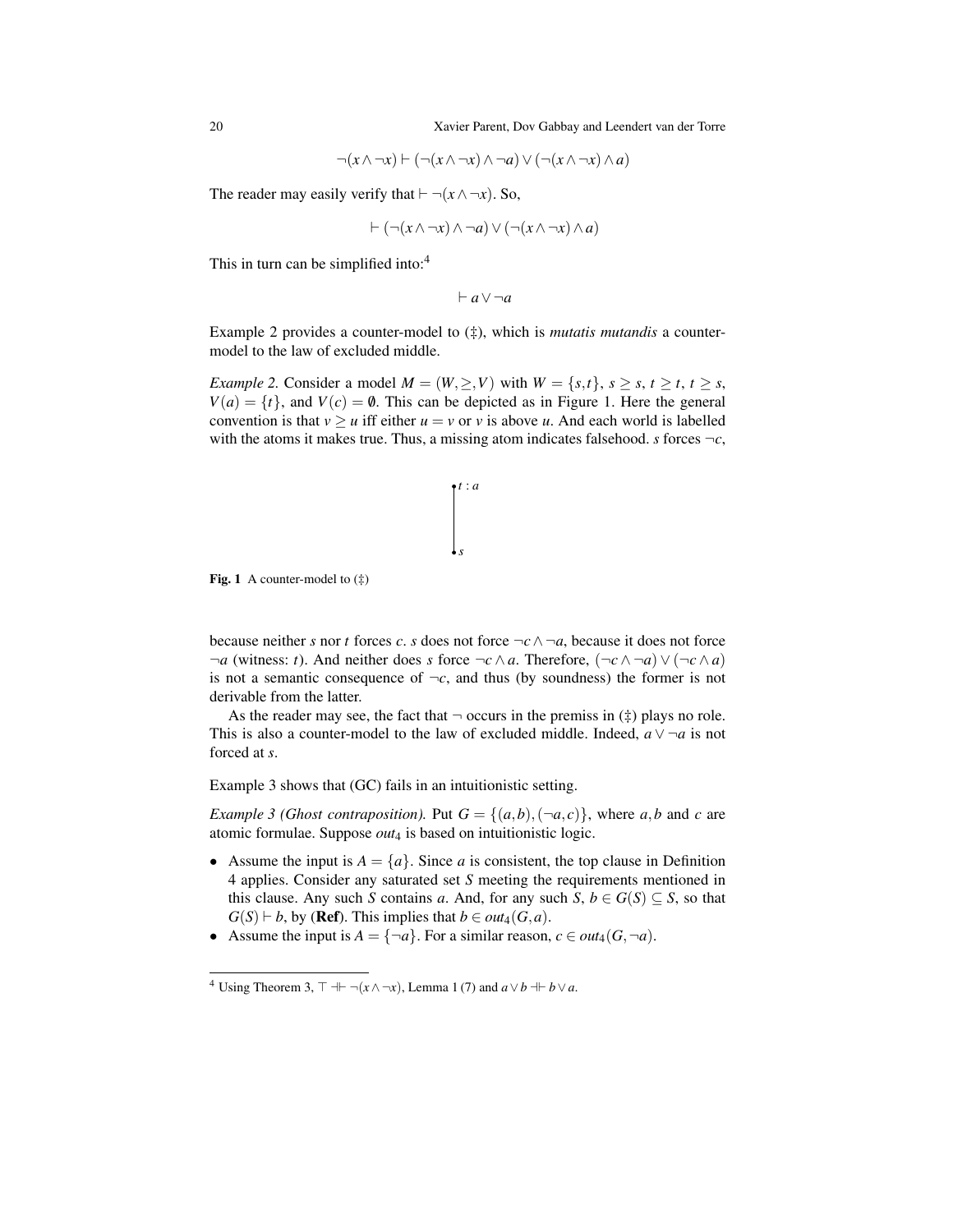$$\neg(x \wedge \neg x) \vdash (\neg(x \wedge \neg x) \wedge \neg a) \vee (\neg(x \wedge \neg x) \wedge a)$$

The reader may easily verify that $\vdash \neg(x \wedge \neg x)$. So,

$$\vdash (\neg(x \wedge \neg x) \wedge \neg a) \vee (\neg(x \wedge \neg x) \wedge a)$$

This in turn can be simplified into:[4]

$$\vdash a \vee \neg a$$

Example 2 provides a counter-model to (‡), which is *mutatis mutandis* a counter-model to the law of excluded middle.

*Example 2.* Consider a model $M = (W, \geq, V)$ with $W = \{s, t\}$, $s \geq s$, $t \geq t$, $t \geq s$, $V(a) = \{t\}$, and $V(c) = \emptyset$. This can be depicted as in Figure 1. Here the general convention is that $v \geq u$ iff either $u = v$ or $v$ is above $u$. And each world is labelled with the atoms it makes true. Thus, a missing atom indicates falsehood. $s$ forces $\neg c$, because neither $s$ nor $t$ forces $c$. $s$ does not force $\neg c \wedge \neg a$, because it does not force $\neg a$ (witness: $t$). And neither does $s$ force $\neg c \wedge a$. Therefore, $(\neg c \wedge \neg a) \vee (\neg c \wedge a)$ is not a semantic consequence of $\neg c$, and thus (by soundness) the former is not derivable from the latter.

**Fig. 1** A counter-model to (‡)

As the reader may see, the fact that $\neg$ occurs in the premiss in (‡) plays no role. This is also a counter-model to the law of excluded middle. Indeed, $a \vee \neg a$ is not forced at $s$.

Example 3 shows that (GC) fails in an intuitionistic setting.

*Example 3 (Ghost contraposition).* Put $G = \{(a, b), (\neg a, c)\}$, where $a, b$ and $c$ are atomic formulae. Suppose $out_4$ is based on intuitionistic logic.

- Assume the input is $A = \{a\}$. Since $a$ is consistent, the top clause in Definition 4 applies. Consider any saturated set $S$ meeting the requirements mentioned in this clause. Any such $S$ contains $a$. And, for any such $S$, $b \in G(S) \subseteq S$, so that $G(S) \vdash b$, by (**Ref**). This implies that $b \in out_4(G, a)$.
- Assume the input is $A = \{\neg a\}$. For a similar reason, $c \in out_4(G, \neg a)$.

[4] Using Theorem 3, $\top \dashv\vdash \neg(x \wedge \neg x)$, Lemma 1 (7) and $a \vee b \dashv\vdash b \vee a$.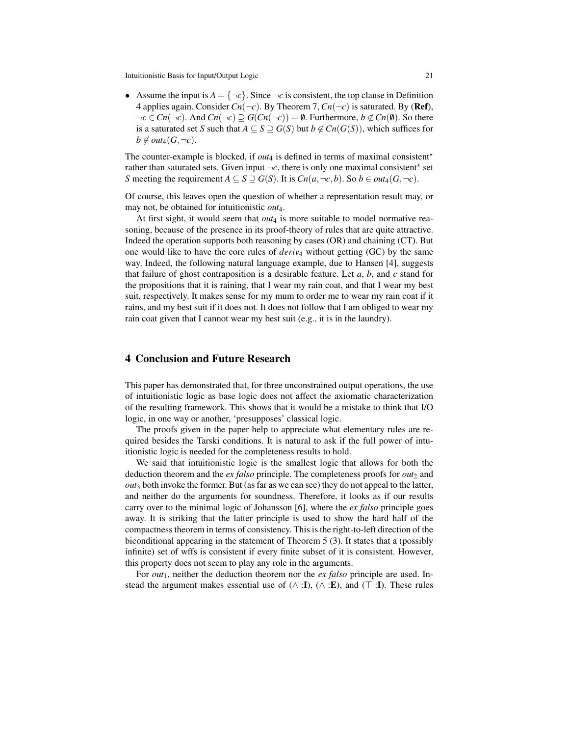- Assume the input is $A = \{\neg c\}$. Since $\neg c$ is consistent, the top clause in Definition 4 applies again. Consider $Cn(\neg c)$. By Theorem 7, $Cn(\neg c)$ is saturated. By (**Ref**), $\neg c \in Cn(\neg c)$. And $Cn(\neg c) \supseteq G(Cn(\neg c)) = \emptyset$. Furthermore, $b \notin Cn(\emptyset)$. So there is a saturated set $S$ such that $A \subseteq S \supseteq G(S)$ but $b \notin Cn(G(S))$, which suffices for $b \notin out_4(G, \neg c)$.

The counter-example is blocked, if $out_4$ is defined in terms of maximal consistent$^\star$ rather than saturated sets. Given input $\neg c$, there is only one maximal consistent$^\star$ set $S$ meeting the requirement $A \subseteq S \supseteq G(S)$. It is $Cn(a, \neg c, b)$. So $b \in out_4(G, \neg c)$.

Of course, this leaves open the question of whether a representation result may, or may not, be obtained for intuitionistic $out_4$.

At first sight, it would seem that $out_4$ is more suitable to model normative reasoning, because of the presence in its proof-theory of rules that are quite attractive. Indeed the operation supports both reasoning by cases (OR) and chaining (CT). But one would like to have the core rules of $deriv_4$ without getting (GC) by the same way. Indeed, the following natural language example, due to Hansen [4], suggests that failure of ghost contraposition is a desirable feature. Let $a$, $b$, and $c$ stand for the propositions that it is raining, that I wear my rain coat, and that I wear my best suit, respectively. It makes sense for my mum to order me to wear my rain coat if it rains, and my best suit if it does not. It does not follow that I am obliged to wear my rain coat given that I cannot wear my best suit (e.g., it is in the laundry).

## 4 Conclusion and Future Research

This paper has demonstrated that, for three unconstrained output operations, the use of intuitionistic logic as base logic does not affect the axiomatic characterization of the resulting framework. This shows that it would be a mistake to think that I/O logic, in one way or another, 'presupposes' classical logic.

The proofs given in the paper help to appreciate what elementary rules are required besides the Tarski conditions. It is natural to ask if the full power of intuitionistic logic is needed for the completeness results to hold.

We said that intuitionistic logic is the smallest logic that allows for both the deduction theorem and the *ex falso* principle. The completeness proofs for $out_2$ and $out_3$ both invoke the former. But (as far as we can see) they do not appeal to the latter, and neither do the arguments for soundness. Therefore, it looks as if our results carry over to the minimal logic of Johansson [6], where the *ex falso* principle goes away. It is striking that the latter principle is used to show the hard half of the compactness theorem in terms of consistency. This is the right-to-left direction of the biconditional appearing in the statement of Theorem 5 (3). It states that a (possibly infinite) set of wffs is consistent if every finite subset of it is consistent. However, this property does not seem to play any role in the arguments.

For $out_1$, neither the deduction theorem nor the *ex falso* principle are used. Instead the argument makes essential use of ($\wedge$ :**I**), ($\wedge$ :**E**), and ($\top$ :**I**). These rules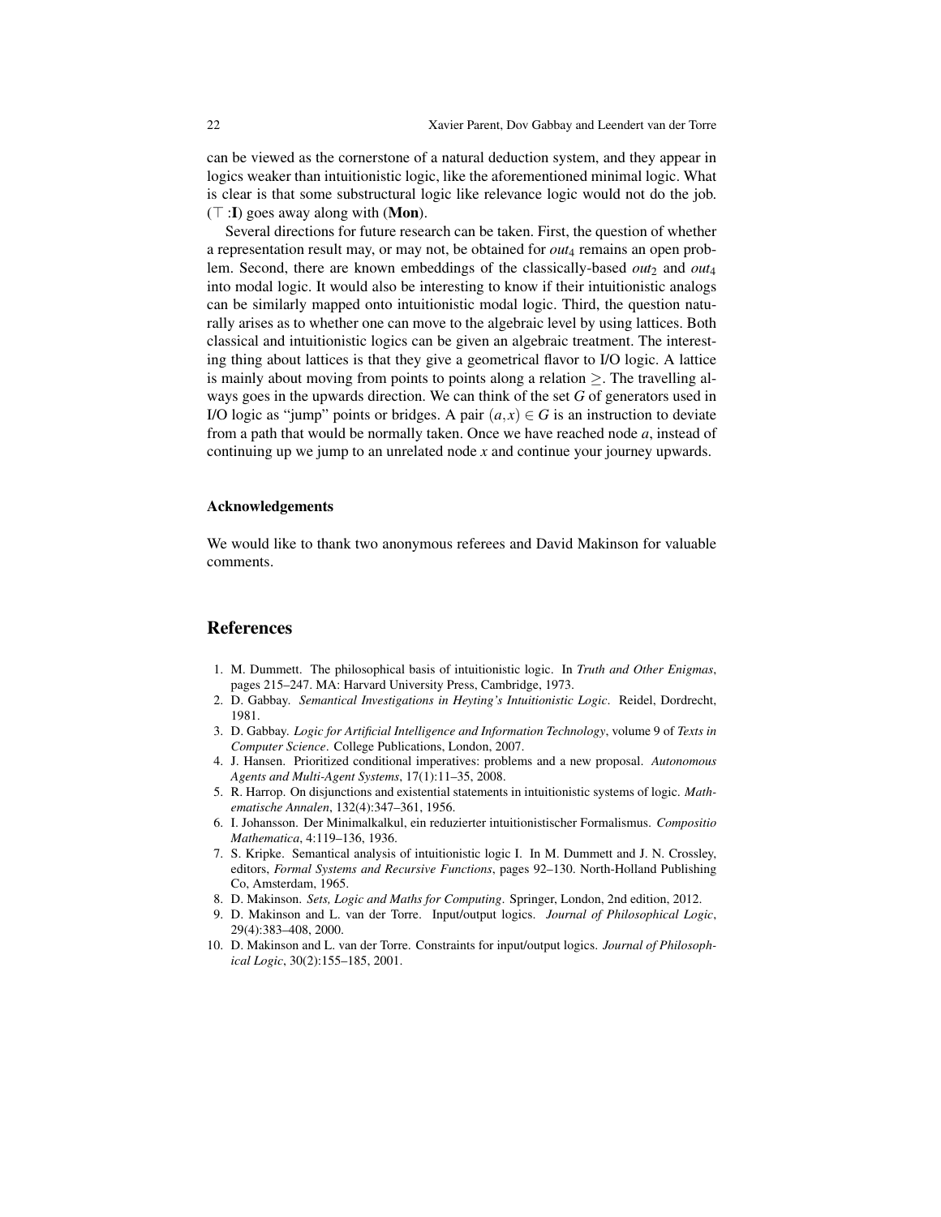can be viewed as the cornerstone of a natural deduction system, and they appear in logics weaker than intuitionistic logic, like the aforementioned minimal logic. What is clear is that some substructural logic like relevance logic would not do the job. ($\top$ :**I**) goes away along with (**Mon**).

Several directions for future research can be taken. First, the question of whether a representation result may, or may not, be obtained for $out_4$ remains an open problem. Second, there are known embeddings of the classically-based $out_2$ and $out_4$ into modal logic. It would also be interesting to know if their intuitionistic analogs can be similarly mapped onto intuitionistic modal logic. Third, the question naturally arises as to whether one can move to the algebraic level by using lattices. Both classical and intuitionistic logics can be given an algebraic treatment. The interesting thing about lattices is that they give a geometrical flavor to I/O logic. A lattice is mainly about moving from points to points along a relation $\geq$. The travelling always goes in the upwards direction. We can think of the set $G$ of generators used in I/O logic as "jump" points or bridges. A pair $(a,x) \in G$ is an instruction to deviate from a path that would be normally taken. Once we have reached node $a$, instead of continuing up we jump to an unrelated node $x$ and continue your journey upwards.

### Acknowledgements

We would like to thank two anonymous referees and David Makinson for valuable comments.

## References

1. M. Dummett. The philosophical basis of intuitionistic logic. In *Truth and Other Enigmas*, pages 215–247. MA: Harvard University Press, Cambridge, 1973.
2. D. Gabbay. *Semantical Investigations in Heyting's Intuitionistic Logic*. Reidel, Dordrecht, 1981.
3. D. Gabbay. *Logic for Artificial Intelligence and Information Technology*, volume 9 of *Texts in Computer Science*. College Publications, London, 2007.
4. J. Hansen. Prioritized conditional imperatives: problems and a new proposal. *Autonomous Agents and Multi-Agent Systems*, 17(1):11–35, 2008.
5. R. Harrop. On disjunctions and existential statements in intuitionistic systems of logic. *Mathematische Annalen*, 132(4):347–361, 1956.
6. I. Johansson. Der Minimalkalkul, ein reduzierter intuitionistischer Formalismus. *Compositio Mathematica*, 4:119–136, 1936.
7. S. Kripke. Semantical analysis of intuitionistic logic I. In M. Dummett and J. N. Crossley, editors, *Formal Systems and Recursive Functions*, pages 92–130. North-Holland Publishing Co, Amsterdam, 1965.
8. D. Makinson. *Sets, Logic and Maths for Computing*. Springer, London, 2nd edition, 2012.
9. D. Makinson and L. van der Torre. Input/output logics. *Journal of Philosophical Logic*, 29(4):383–408, 2000.
10. D. Makinson and L. van der Torre. Constraints for input/output logics. *Journal of Philosophical Logic*, 30(2):155–185, 2001.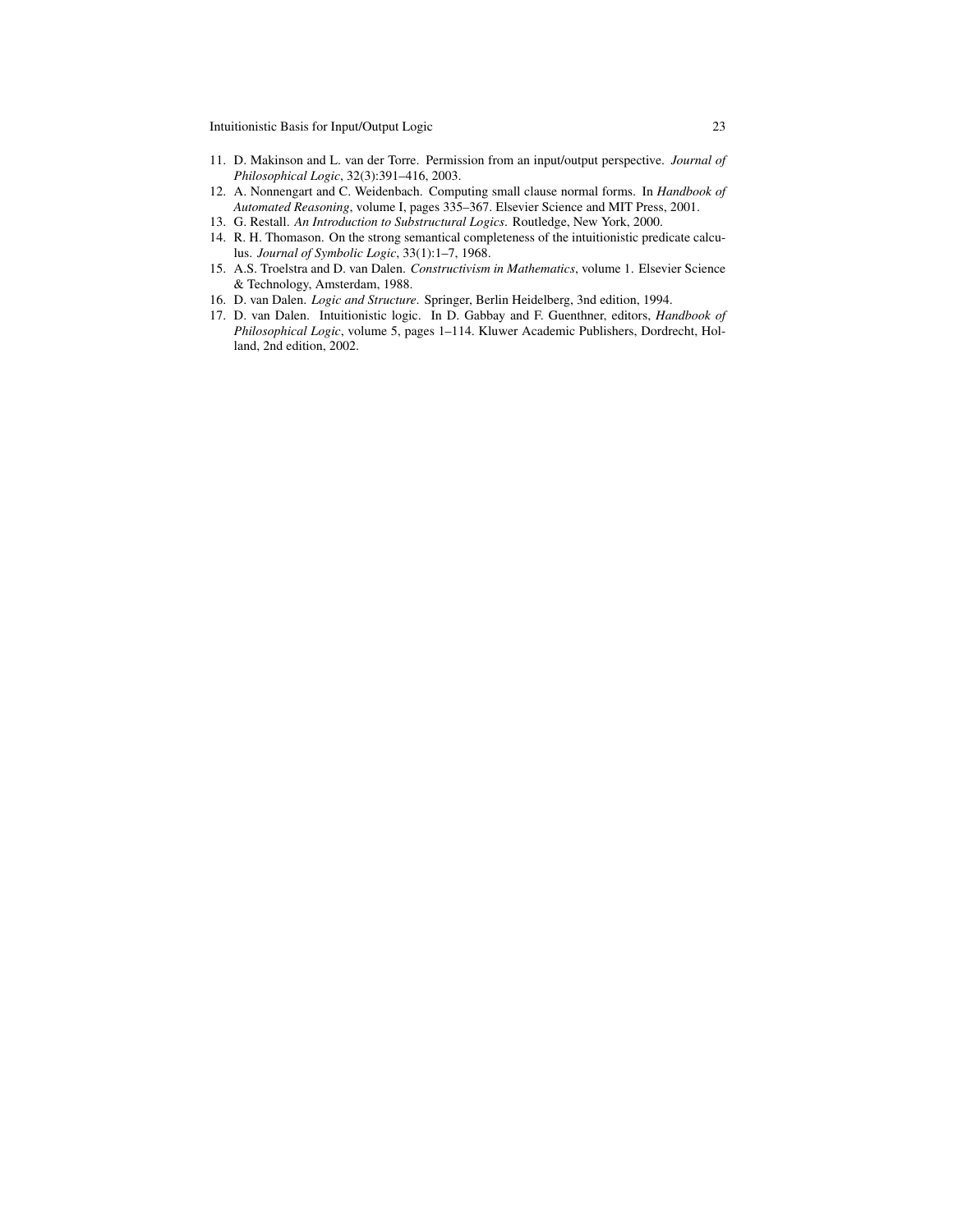11. D. Makinson and L. van der Torre. Permission from an input/output perspective. *Journal of Philosophical Logic*, 32(3):391–416, 2003.
12. A. Nonnengart and C. Weidenbach. Computing small clause normal forms. In *Handbook of Automated Reasoning*, volume I, pages 335–367. Elsevier Science and MIT Press, 2001.
13. G. Restall. *An Introduction to Substructural Logics*. Routledge, New York, 2000.
14. R. H. Thomason. On the strong semantical completeness of the intuitionistic predicate calculus. *Journal of Symbolic Logic*, 33(1):1–7, 1968.
15. A.S. Troelstra and D. van Dalen. *Constructivism in Mathematics*, volume 1. Elsevier Science & Technology, Amsterdam, 1988.
16. D. van Dalen. *Logic and Structure*. Springer, Berlin Heidelberg, 3nd edition, 1994.
17. D. van Dalen. Intuitionistic logic. In D. Gabbay and F. Guenthner, editors, *Handbook of Philosophical Logic*, volume 5, pages 1–114. Kluwer Academic Publishers, Dordrecht, Holland, 2nd edition, 2002.